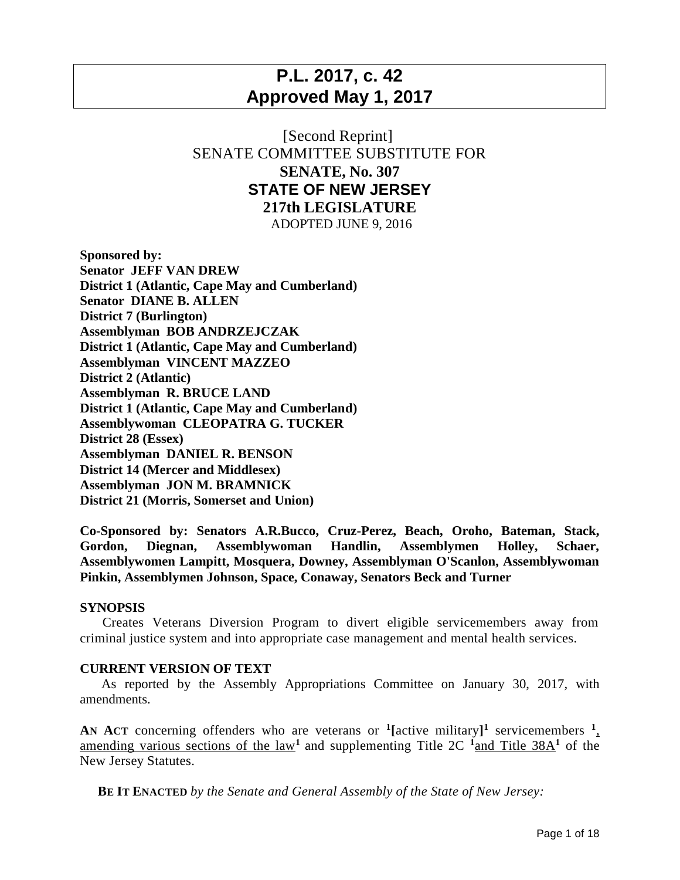# P.L. 2017, c. 42
# Approved May 1, 2017

[Second Reprint]
SENATE COMMITTEE SUBSTITUTE FOR
**SENATE, No. 307**
**STATE OF NEW JERSEY**
**217th LEGISLATURE**
ADOPTED JUNE 9, 2016

**Sponsored by:**
**Senator JEFF VAN DREW**
**District 1 (Atlantic, Cape May and Cumberland)**
**Senator DIANE B. ALLEN**
**District 7 (Burlington)**
**Assemblyman BOB ANDRZEJCZAK**
**District 1 (Atlantic, Cape May and Cumberland)**
**Assemblyman VINCENT MAZZEO**
**District 2 (Atlantic)**
**Assemblyman R. BRUCE LAND**
**District 1 (Atlantic, Cape May and Cumberland)**
**Assemblywoman CLEOPATRA G. TUCKER**
**District 28 (Essex)**
**Assemblyman DANIEL R. BENSON**
**District 14 (Mercer and Middlesex)**
**Assemblyman JON M. BRAMNICK**
**District 21 (Morris, Somerset and Union)**

**Co-Sponsored by: Senators A.R.Bucco, Cruz-Perez, Beach, Oroho, Bateman, Stack, Gordon, Diegnan, Assemblywoman Handlin, Assemblymen Holley, Schaer, Assemblywomen Lampitt, Mosquera, Downey, Assemblyman O'Scanlon, Assemblywoman Pinkin, Assemblymen Johnson, Space, Conaway, Senators Beck and Turner**

**SYNOPSIS**

Creates Veterans Diversion Program to divert eligible servicemembers away from criminal justice system and into appropriate case management and mental health services.

**CURRENT VERSION OF TEXT**

As reported by the Assembly Appropriations Committee on January 30, 2017, with amendments.

**AN ACT** concerning offenders who are veterans or [1][active military][1] servicemembers [1], amending various sections of the law[1] and supplementing Title 2C [1]and Title 38A[1] of the New Jersey Statutes.

**BE IT ENACTED** *by the Senate and General Assembly of the State of New Jersey:*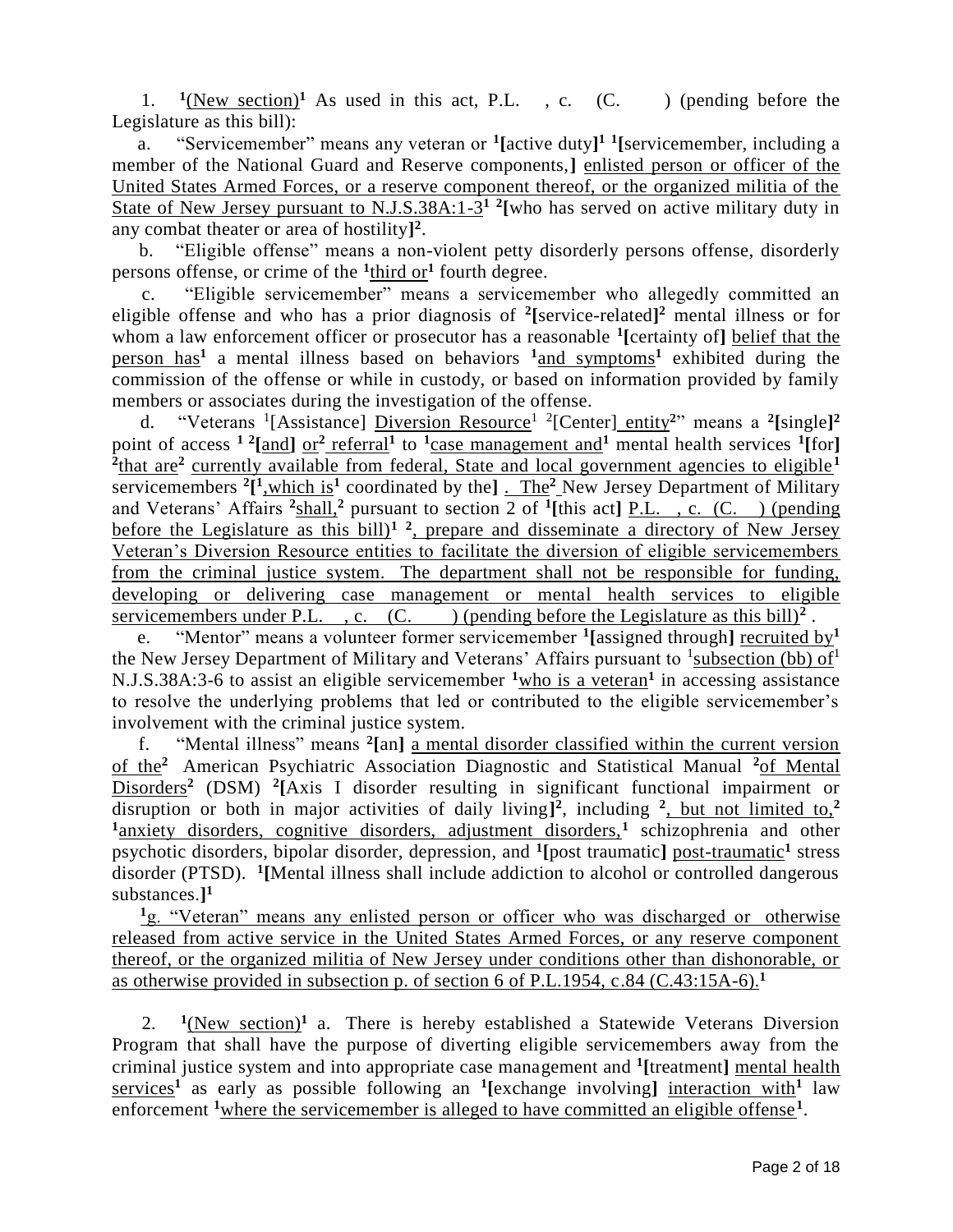1. [1](New section)[1] As used in this act, P.L. , c. (C. ) (pending before the Legislature as this bill):

a. "Servicemember" means any veteran or [1][active duty][1] [1][servicemember, including a member of the National Guard and Reserve components,] enlisted person or officer of the United States Armed Forces, or a reserve component thereof, or the organized militia of the State of New Jersey pursuant to N.J.S.38A:1-3[1] [2][who has served on active military duty in any combat theater or area of hostility][2].

b. "Eligible offense" means a non-violent petty disorderly persons offense, disorderly persons offense, or crime of the [1]third or[1] fourth degree.

c. "Eligible servicemember" means a servicemember who allegedly committed an eligible offense and who has a prior diagnosis of [2][service-related][2] mental illness or for whom a law enforcement officer or prosecutor has a reasonable [1][certainty of] belief that the person has[1] a mental illness based on behaviors [1]and symptoms[1] exhibited during the commission of the offense or while in custody, or based on information provided by family members or associates during the investigation of the offense.

d. "Veterans [1][Assistance] Diversion Resource[1] [2][Center] entity[2]" means a [2][single][2] point of access [1] [2][and] or[2] referral[1] to [1]case management and[1] mental health services [1][for] [2]that are[2] currently available from federal, State and local government agencies to eligible[1] servicemembers [2][[1],which is[1] coordinated by the] . The[2] New Jersey Department of Military and Veterans' Affairs [2]shall,[2] pursuant to section 2 of [1][this act] P.L. , c. (C. ) (pending before the Legislature as this bill)[1] [2], prepare and disseminate a directory of New Jersey Veteran's Diversion Resource entities to facilitate the diversion of eligible servicemembers from the criminal justice system. The department shall not be responsible for funding, developing or delivering case management or mental health services to eligible servicemembers under P.L. , c. (C. ) (pending before the Legislature as this bill)[2] .

e. "Mentor" means a volunteer former servicemember [1][assigned through] recruited by[1] the New Jersey Department of Military and Veterans' Affairs pursuant to [1]subsection (bb) of[1] N.J.S.38A:3-6 to assist an eligible servicemember [1]who is a veteran[1] in accessing assistance to resolve the underlying problems that led or contributed to the eligible servicemember's involvement with the criminal justice system.

f. "Mental illness" means [2][an] a mental disorder classified within the current version of the[2] American Psychiatric Association Diagnostic and Statistical Manual [2]of Mental Disorders[2] (DSM) [2][Axis I disorder resulting in significant functional impairment or disruption or both in major activities of daily living][2], including [2], but not limited to,[2] [1]anxiety disorders, cognitive disorders, adjustment disorders,[1] schizophrenia and other psychotic disorders, bipolar disorder, depression, and [1][post traumatic] post-traumatic[1] stress disorder (PTSD). [1][Mental illness shall include addiction to alcohol or controlled dangerous substances.][1]

[1]g. "Veteran" means any enlisted person or officer who was discharged or otherwise released from active service in the United States Armed Forces, or any reserve component thereof, or the organized militia of New Jersey under conditions other than dishonorable, or as otherwise provided in subsection p. of section 6 of P.L.1954, c.84 (C.43:15A-6).[1]

2. [1](New section)[1] a. There is hereby established a Statewide Veterans Diversion Program that shall have the purpose of diverting eligible servicemembers away from the criminal justice system and into appropriate case management and [1][treatment] mental health services[1] as early as possible following an [1][exchange involving] interaction with[1] law enforcement [1]where the servicemember is alleged to have committed an eligible offense[1].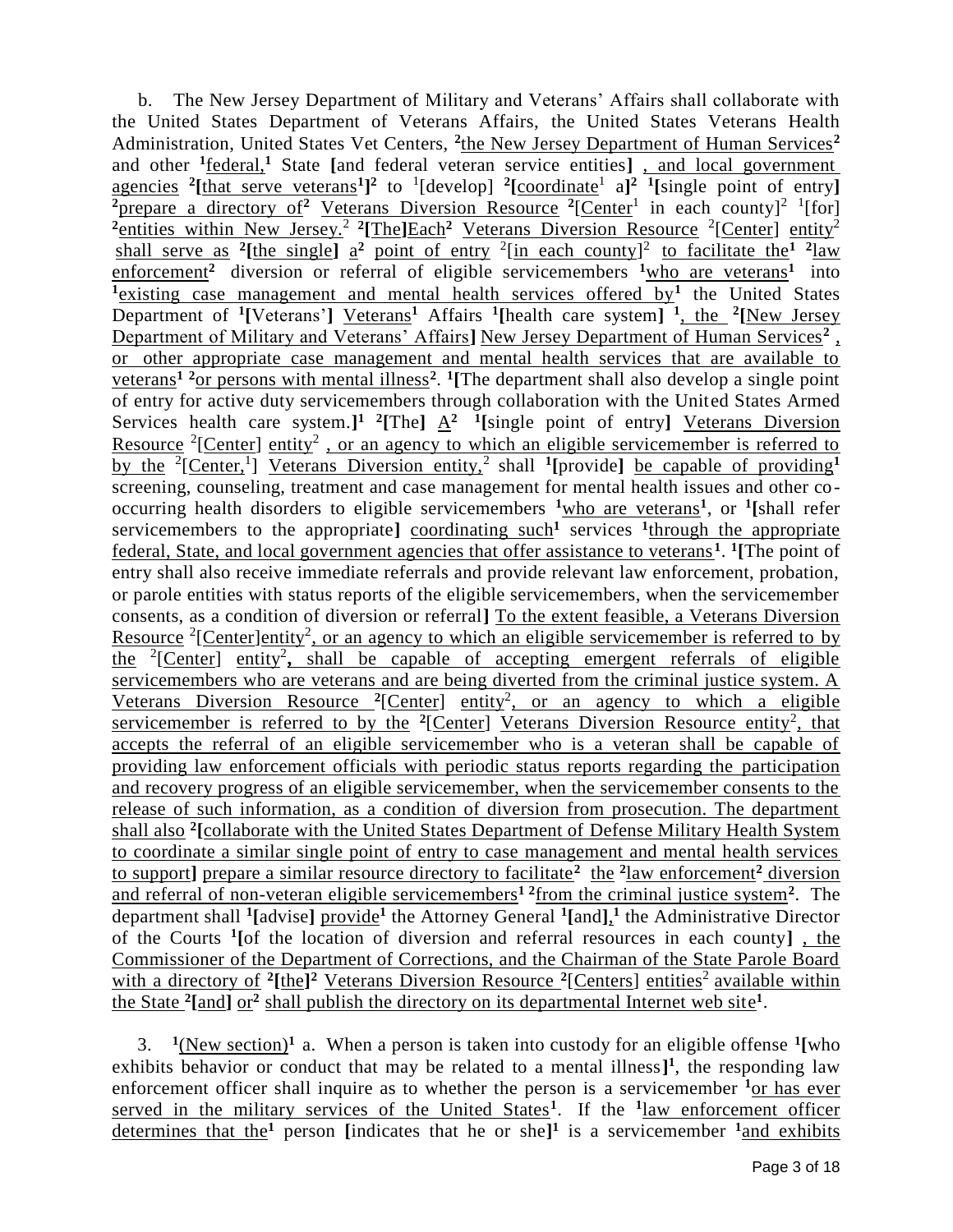b. The New Jersey Department of Military and Veterans' Affairs shall collaborate with the United States Department of Veterans Affairs, the United States Veterans Health Administration, United States Vet Centers, [2]the New Jersey Department of Human Services[2] and other [1]federal,[1] State [and federal veteran service entities] , and local government agencies [2][that serve veterans[1]][2] to [1][develop] [2][coordinate[1] a][2] [1][single point of entry] [2]prepare a directory of[2] Veterans Diversion Resource [2][Center[1] in each county][2] [1][for] [2]entities within New Jersey.[2] [2][The]Each[2] Veterans Diversion Resource [2][Center] entity[2] shall serve as [2][the single] a[2] point of entry [2][in each county][2] to facilitate the[1] [2]law enforcement[2] diversion or referral of eligible servicemembers [1]who are veterans[1] into [1]existing case management and mental health services offered by[1] the United States Department of [1][Veterans'] Veterans[1] Affairs [1][health care system] [1], the [2][New Jersey Department of Military and Veterans' Affairs] New Jersey Department of Human Services[2] , or other appropriate case management and mental health services that are available to veterans[1] [2]or persons with mental illness[2]. [1][The department shall also develop a single point of entry for active duty servicemembers through collaboration with the United States Armed Services health care system.][1] [2][The] A[2] [1][single point of entry] Veterans Diversion Resource [2][Center] entity[2] , or an agency to which an eligible servicemember is referred to by the [2][Center,[1]] Veterans Diversion entity,[2] shall [1][provide] be capable of providing[1] screening, counseling, treatment and case management for mental health issues and other co-occurring health disorders to eligible servicemembers [1]who are veterans[1], or [1][shall refer servicemembers to the appropriate] coordinating such[1] services [1]through the appropriate federal, State, and local government agencies that offer assistance to veterans[1]. [1][The point of entry shall also receive immediate referrals and provide relevant law enforcement, probation, or parole entities with status reports of the eligible servicemembers, when the servicemember consents, as a condition of diversion or referral] To the extent feasible, a Veterans Diversion Resource [2][Center]entity[2], or an agency to which an eligible servicemember is referred to by the [2][Center] entity[2], shall be capable of accepting emergent referrals of eligible servicemembers who are veterans and are being diverted from the criminal justice system. A Veterans Diversion Resource [2][Center] entity[2], or an agency to which a eligible servicemember is referred to by the [2][Center] Veterans Diversion Resource entity[2], that accepts the referral of an eligible servicemember who is a veteran shall be capable of providing law enforcement officials with periodic status reports regarding the participation and recovery progress of an eligible servicemember, when the servicemember consents to the release of such information, as a condition of diversion from prosecution. The department shall also [2][collaborate with the United States Department of Defense Military Health System to coordinate a similar single point of entry to case management and mental health services to support] prepare a similar resource directory to facilitate[2] the [2]law enforcement[2] diversion and referral of non-veteran eligible servicemembers[1] [2]from the criminal justice system[2]. The department shall [1][advise] provide[1] the Attorney General [1][and],[1] the Administrative Director of the Courts [1][of the location of diversion and referral resources in each county] , the Commissioner of the Department of Corrections, and the Chairman of the State Parole Board with a directory of [2][the][2] Veterans Diversion Resource [2][Centers] entities[2] available within the State [2][and] or[2] shall publish the directory on its departmental Internet web site[1].

3. [1](New section)[1] a. When a person is taken into custody for an eligible offense [1][who exhibits behavior or conduct that may be related to a mental illness][1], the responding law enforcement officer shall inquire as to whether the person is a servicemember [1]or has ever served in the military services of the United States[1]. If the [1]law enforcement officer determines that the[1] person [indicates that he or she][1] is a servicemember [1]and exhibits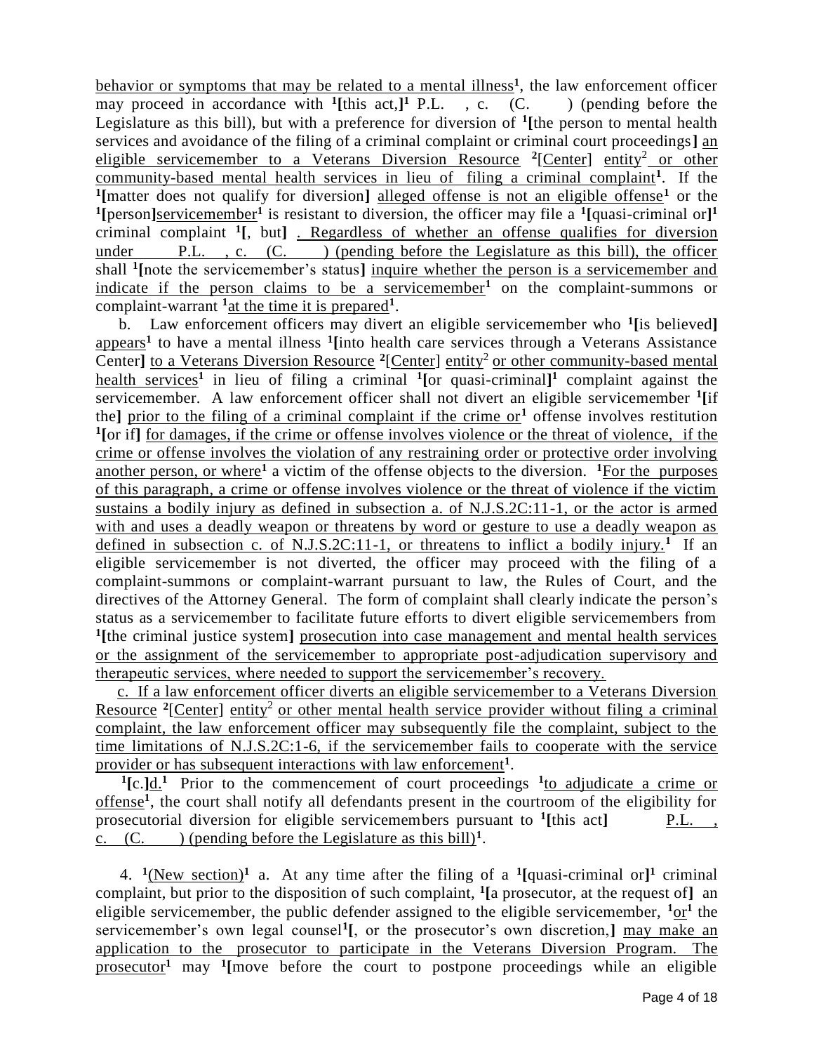behavior or symptoms that may be related to a mental illness[1], the law enforcement officer may proceed in accordance with [1][this act,][1] P.L. , c. (C. ) (pending before the Legislature as this bill), but with a preference for diversion of [1][the person to mental health services and avoidance of the filing of a criminal complaint or criminal court proceedings] an eligible servicemember to a Veterans Diversion Resource [2][Center] entity[2] or other community-based mental health services in lieu of filing a criminal complaint[1]. If the [1][matter does not qualify for diversion] alleged offense is not an eligible offense[1] or the [1][person]servicemember[1] is resistant to diversion, the officer may file a [1][quasi-criminal or][1] criminal complaint [1][, but] . Regardless of whether an offense qualifies for diversion under P.L. , c. (C. ) (pending before the Legislature as this bill), the officer shall [1][note the servicemember's status] inquire whether the person is a servicemember and indicate if the person claims to be a servicemember[1] on the complaint-summons or complaint-warrant [1]at the time it is prepared[1].

b. Law enforcement officers may divert an eligible servicemember who [1][is believed] appears[1] to have a mental illness [1][into health care services through a Veterans Assistance Center] to a Veterans Diversion Resource [2][Center] entity[2] or other community-based mental health services[1] in lieu of filing a criminal [1][or quasi-criminal][1] complaint against the servicemember. A law enforcement officer shall not divert an eligible servicemember [1][if the] prior to the filing of a criminal complaint if the crime or[1] offense involves restitution [1][or if] for damages, if the crime or offense involves violence or the threat of violence, if the crime or offense involves the violation of any restraining order or protective order involving another person, or where[1] a victim of the offense objects to the diversion. [1]For the purposes of this paragraph, a crime or offense involves violence or the threat of violence if the victim sustains a bodily injury as defined in subsection a. of N.J.S.2C:11-1, or the actor is armed with and uses a deadly weapon or threatens by word or gesture to use a deadly weapon as defined in subsection c. of N.J.S.2C:11-1, or threatens to inflict a bodily injury.[1] If an eligible servicemember is not diverted, the officer may proceed with the filing of a complaint-summons or complaint-warrant pursuant to law, the Rules of Court, and the directives of the Attorney General. The form of complaint shall clearly indicate the person's status as a servicemember to facilitate future efforts to divert eligible servicemembers from [1][the criminal justice system] prosecution into case management and mental health services or the assignment of the servicemember to appropriate post-adjudication supervisory and therapeutic services, where needed to support the servicemember's recovery.

c. If a law enforcement officer diverts an eligible servicemember to a Veterans Diversion Resource [2][Center] entity[2] or other mental health service provider without filing a criminal complaint, the law enforcement officer may subsequently file the complaint, subject to the time limitations of N.J.S.2C:1-6, if the servicemember fails to cooperate with the service provider or has subsequent interactions with law enforcement[1].

[1][c.]d.[1] Prior to the commencement of court proceedings [1]to adjudicate a crime or offense[1], the court shall notify all defendants present in the courtroom of the eligibility for prosecutorial diversion for eligible servicemembers pursuant to [1][this act] P.L. , c. (C. ) (pending before the Legislature as this bill)[1].

4. [1](New section)[1] a. At any time after the filing of a [1][quasi-criminal or][1] criminal complaint, but prior to the disposition of such complaint, [1][a prosecutor, at the request of] an eligible servicemember, the public defender assigned to the eligible servicemember, [1]or[1] the servicemember's own legal counsel[1][, or the prosecutor's own discretion,] may make an application to the prosecutor to participate in the Veterans Diversion Program. The prosecutor[1] may [1][move before the court to postpone proceedings while an eligible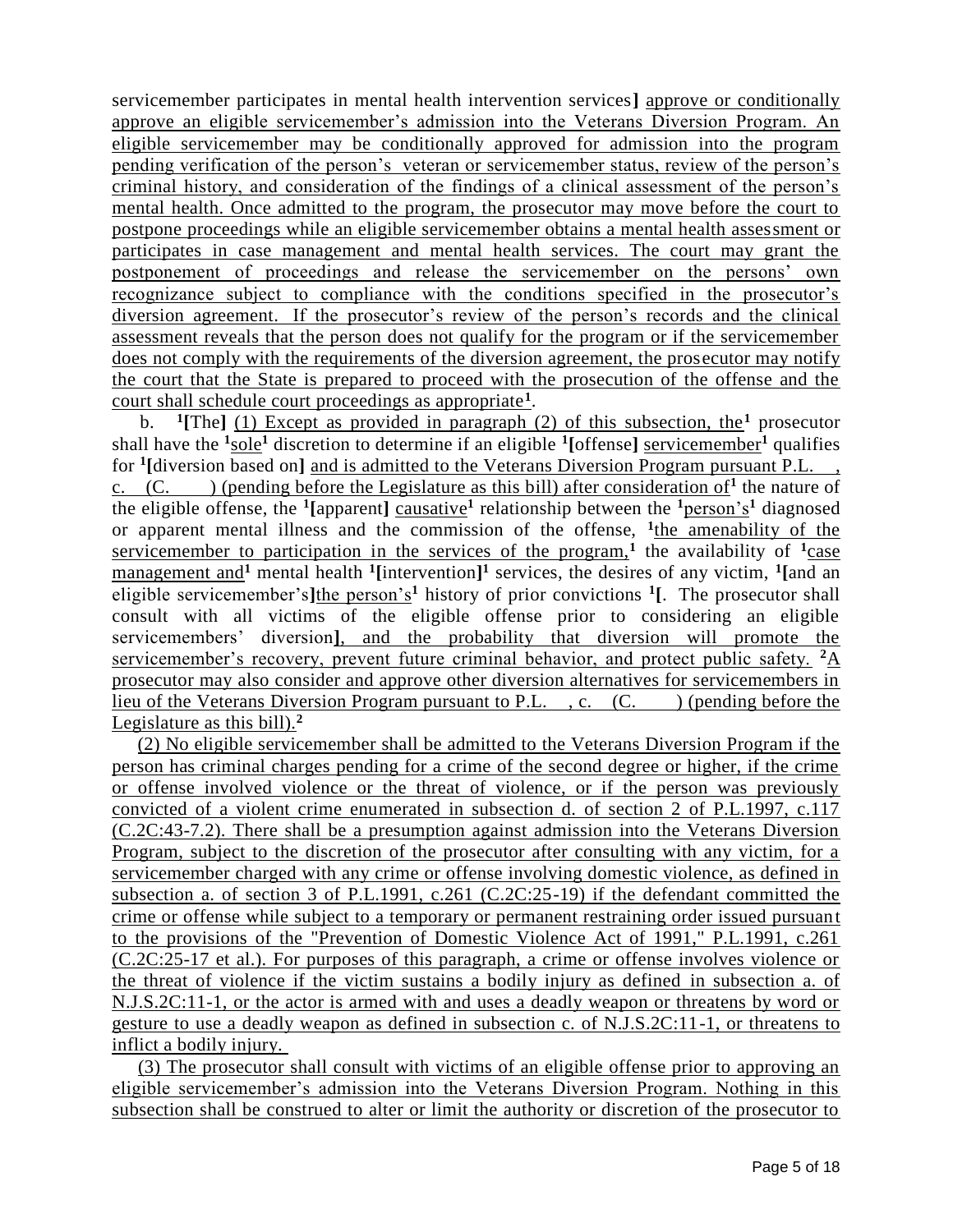servicemember participates in mental health intervention services] approve or conditionally approve an eligible servicemember's admission into the Veterans Diversion Program. An eligible servicemember may be conditionally approved for admission into the program pending verification of the person's veteran or servicemember status, review of the person's criminal history, and consideration of the findings of a clinical assessment of the person's mental health. Once admitted to the program, the prosecutor may move before the court to postpone proceedings while an eligible servicemember obtains a mental health assessment or participates in case management and mental health services. The court may grant the postponement of proceedings and release the servicemember on the persons' own recognizance subject to compliance with the conditions specified in the prosecutor's diversion agreement. If the prosecutor's review of the person's records and the clinical assessment reveals that the person does not qualify for the program or if the servicemember does not comply with the requirements of the diversion agreement, the prosecutor may notify the court that the State is prepared to proceed with the prosecution of the offense and the court shall schedule court proceedings as appropriate[1].

b. [1][The] (1) Except as provided in paragraph (2) of this subsection, the[1] prosecutor shall have the [1]sole[1] discretion to determine if an eligible [1][offense] servicemember[1] qualifies for [1][diversion based on] and is admitted to the Veterans Diversion Program pursuant P.L. , c. (C. ) (pending before the Legislature as this bill) after consideration of[1] the nature of the eligible offense, the [1][apparent] causative[1] relationship between the [1]person's[1] diagnosed or apparent mental illness and the commission of the offense, [1]the amenability of the servicemember to participation in the services of the program,[1] the availability of [1]case management and[1] mental health [1][intervention][1] services, the desires of any victim, [1][and an eligible servicemember's]the person's[1] history of prior convictions [1][. The prosecutor shall consult with all victims of the eligible offense prior to considering an eligible servicemembers' diversion], and the probability that diversion will promote the servicemember's recovery, prevent future criminal behavior, and protect public safety. [2]A prosecutor may also consider and approve other diversion alternatives for servicemembers in lieu of the Veterans Diversion Program pursuant to P.L. , c. (C. ) (pending before the Legislature as this bill).[2]

(2) No eligible servicemember shall be admitted to the Veterans Diversion Program if the person has criminal charges pending for a crime of the second degree or higher, if the crime or offense involved violence or the threat of violence, or if the person was previously convicted of a violent crime enumerated in subsection d. of section 2 of P.L.1997, c.117 (C.2C:43-7.2). There shall be a presumption against admission into the Veterans Diversion Program, subject to the discretion of the prosecutor after consulting with any victim, for a servicemember charged with any crime or offense involving domestic violence, as defined in subsection a. of section 3 of P.L.1991, c.261 (C.2C:25-19) if the defendant committed the crime or offense while subject to a temporary or permanent restraining order issued pursuant to the provisions of the "Prevention of Domestic Violence Act of 1991," P.L.1991, c.261 (C.2C:25-17 et al.). For purposes of this paragraph, a crime or offense involves violence or the threat of violence if the victim sustains a bodily injury as defined in subsection a. of N.J.S.2C:11-1, or the actor is armed with and uses a deadly weapon or threatens by word or gesture to use a deadly weapon as defined in subsection c. of N.J.S.2C:11-1, or threatens to inflict a bodily injury.

(3) The prosecutor shall consult with victims of an eligible offense prior to approving an eligible servicemember's admission into the Veterans Diversion Program. Nothing in this subsection shall be construed to alter or limit the authority or discretion of the prosecutor to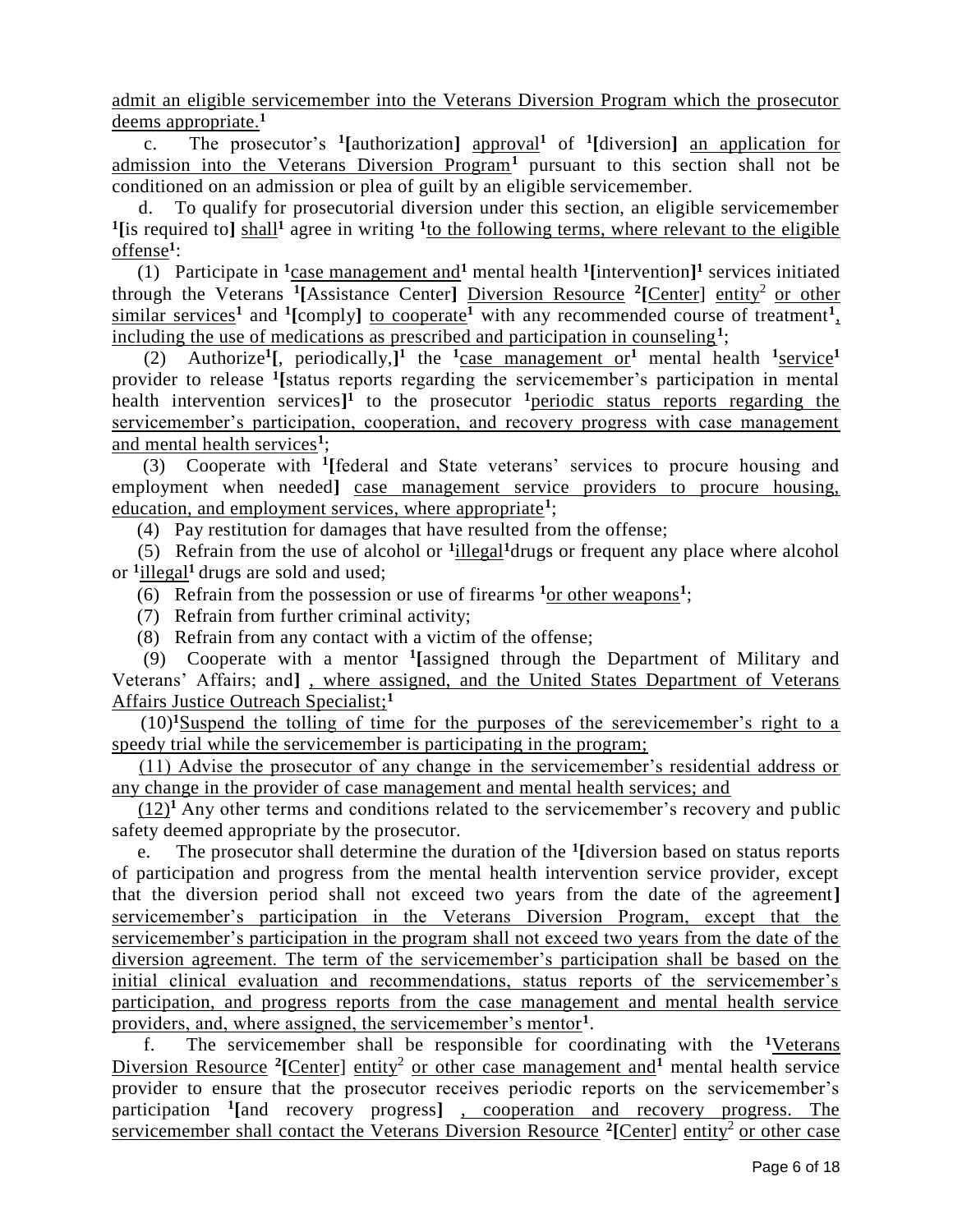admit an eligible servicemember into the Veterans Diversion Program which the prosecutor deems appropriate.[1]

c. The prosecutor's [1][authorization] approval[1] of [1][diversion] an application for admission into the Veterans Diversion Program[1] pursuant to this section shall not be conditioned on an admission or plea of guilt by an eligible servicemember.

d. To qualify for prosecutorial diversion under this section, an eligible servicemember [1][is required to] shall[1] agree in writing [1]to the following terms, where relevant to the eligible offense[1]:

(1) Participate in [1]case management and[1] mental health [1][intervention][1] services initiated through the Veterans [1][Assistance Center] Diversion Resource [2][Center] entity[2] or other similar services[1] and [1][comply] to cooperate[1] with any recommended course of treatment[1], including the use of medications as prescribed and participation in counseling[1];

(2) Authorize[1][, periodically,][1] the [1]case management or[1] mental health [1]service[1] provider to release [1][status reports regarding the servicemember's participation in mental health intervention services][1] to the prosecutor [1]periodic status reports regarding the servicemember's participation, cooperation, and recovery progress with case management and mental health services[1];

(3) Cooperate with [1][federal and State veterans' services to procure housing and employment when needed] case management service providers to procure housing, education, and employment services, where appropriate[1];

(4) Pay restitution for damages that have resulted from the offense;

(5) Refrain from the use of alcohol or [1]illegal[1]drugs or frequent any place where alcohol or [1]illegal[1] drugs are sold and used;

(6) Refrain from the possession or use of firearms [1]or other weapons[1];

(7) Refrain from further criminal activity;

(8) Refrain from any contact with a victim of the offense;

(9) Cooperate with a mentor [1][assigned through the Department of Military and Veterans' Affairs; and] , where assigned, and the United States Department of Veterans Affairs Justice Outreach Specialist;[1]

(10)[1]Suspend the tolling of time for the purposes of the serevicemember's right to a speedy trial while the servicemember is participating in the program;

(11) Advise the prosecutor of any change in the servicemember's residential address or any change in the provider of case management and mental health services; and

(12)[1] Any other terms and conditions related to the servicemember's recovery and public safety deemed appropriate by the prosecutor.

e. The prosecutor shall determine the duration of the [1][diversion based on status reports of participation and progress from the mental health intervention service provider, except that the diversion period shall not exceed two years from the date of the agreement] servicemember's participation in the Veterans Diversion Program, except that the servicemember's participation in the program shall not exceed two years from the date of the diversion agreement. The term of the servicemember's participation shall be based on the initial clinical evaluation and recommendations, status reports of the servicemember's participation, and progress reports from the case management and mental health service providers, and, where assigned, the servicemember's mentor[1].

f. The servicemember shall be responsible for coordinating with the [1]Veterans Diversion Resource [2][Center] entity[2] or other case management and[1] mental health service provider to ensure that the prosecutor receives periodic reports on the servicemember's participation [1][and recovery progress] , cooperation and recovery progress. The servicemember shall contact the Veterans Diversion Resource [2][Center] entity[2] or other case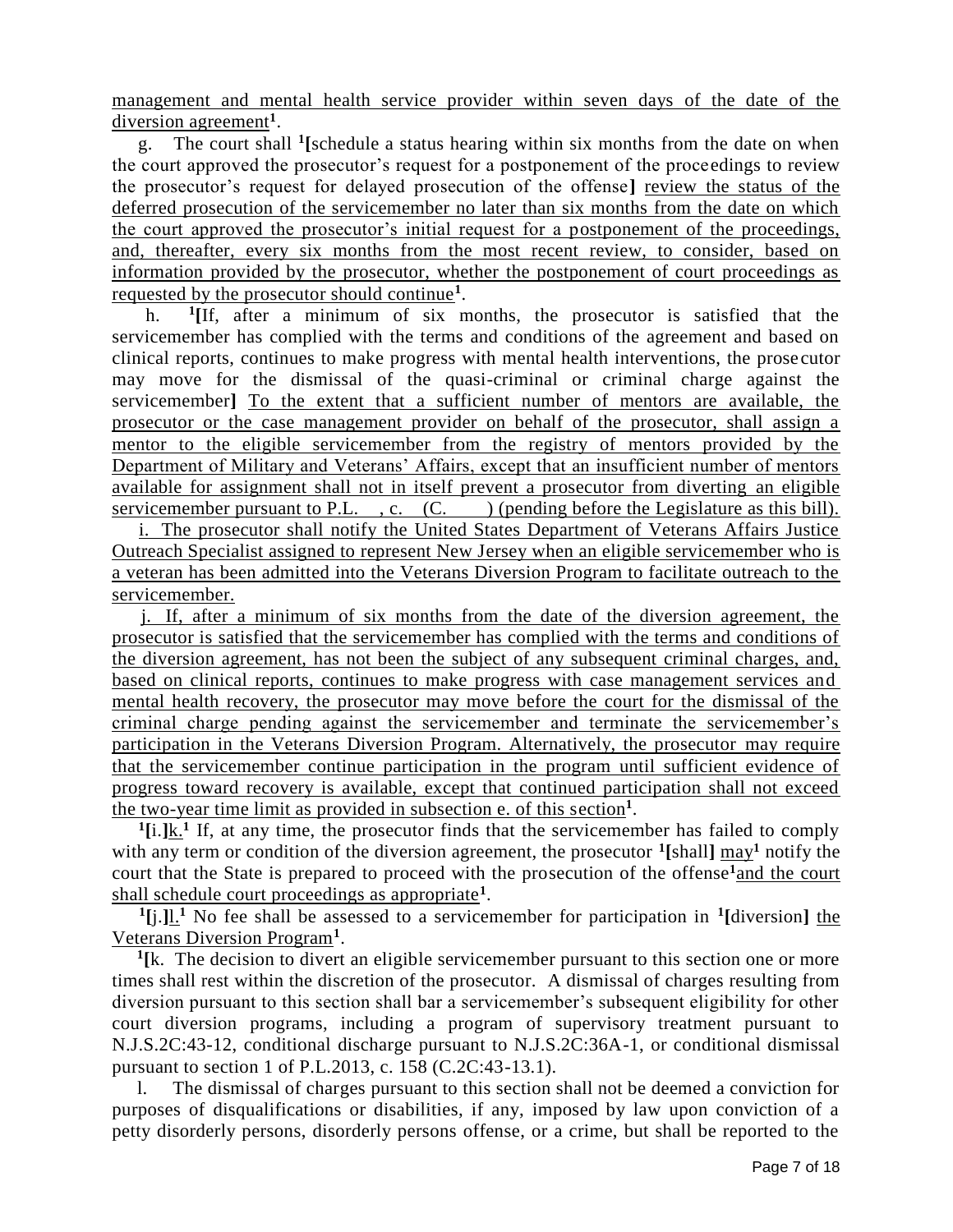management and mental health service provider within seven days of the date of the diversion agreement[1].

g. The court shall [1][schedule a status hearing within six months from the date on when the court approved the prosecutor's request for a postponement of the proceedings to review the prosecutor's request for delayed prosecution of the offense] review the status of the deferred prosecution of the servicemember no later than six months from the date on which the court approved the prosecutor's initial request for a postponement of the proceedings, and, thereafter, every six months from the most recent review, to consider, based on information provided by the prosecutor, whether the postponement of court proceedings as requested by the prosecutor should continue[1].

h. [1][If, after a minimum of six months, the prosecutor is satisfied that the servicemember has complied with the terms and conditions of the agreement and based on clinical reports, continues to make progress with mental health interventions, the prosecutor may move for the dismissal of the quasi-criminal or criminal charge against the servicemember] To the extent that a sufficient number of mentors are available, the prosecutor or the case management provider on behalf of the prosecutor, shall assign a mentor to the eligible servicemember from the registry of mentors provided by the Department of Military and Veterans' Affairs, except that an insufficient number of mentors available for assignment shall not in itself prevent a prosecutor from diverting an eligible servicemember pursuant to P.L. , c. (C. ) (pending before the Legislature as this bill).

i. The prosecutor shall notify the United States Department of Veterans Affairs Justice Outreach Specialist assigned to represent New Jersey when an eligible servicemember who is a veteran has been admitted into the Veterans Diversion Program to facilitate outreach to the servicemember.

j. If, after a minimum of six months from the date of the diversion agreement, the prosecutor is satisfied that the servicemember has complied with the terms and conditions of the diversion agreement, has not been the subject of any subsequent criminal charges, and, based on clinical reports, continues to make progress with case management services and mental health recovery, the prosecutor may move before the court for the dismissal of the criminal charge pending against the servicemember and terminate the servicemember's participation in the Veterans Diversion Program. Alternatively, the prosecutor may require that the servicemember continue participation in the program until sufficient evidence of progress toward recovery is available, except that continued participation shall not exceed the two-year time limit as provided in subsection e. of this section[1].

[1][i.]k.[1] If, at any time, the prosecutor finds that the servicemember has failed to comply with any term or condition of the diversion agreement, the prosecutor [1][shall] may[1] notify the court that the State is prepared to proceed with the prosecution of the offense[1]and the court shall schedule court proceedings as appropriate[1].

[1][j.]l.[1] No fee shall be assessed to a servicemember for participation in [1][diversion] the Veterans Diversion Program[1].

[1][k. The decision to divert an eligible servicemember pursuant to this section one or more times shall rest within the discretion of the prosecutor. A dismissal of charges resulting from diversion pursuant to this section shall bar a servicemember's subsequent eligibility for other court diversion programs, including a program of supervisory treatment pursuant to N.J.S.2C:43-12, conditional discharge pursuant to N.J.S.2C:36A-1, or conditional dismissal pursuant to section 1 of P.L.2013, c. 158 (C.2C:43-13.1).

l. The dismissal of charges pursuant to this section shall not be deemed a conviction for purposes of disqualifications or disabilities, if any, imposed by law upon conviction of a petty disorderly persons, disorderly persons offense, or a crime, but shall be reported to the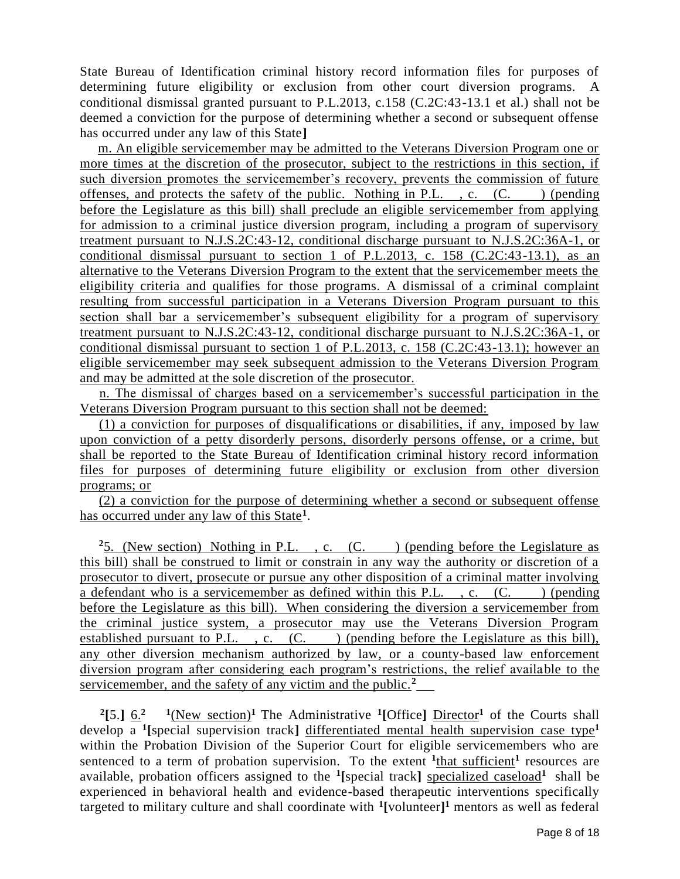State Bureau of Identification criminal history record information files for purposes of determining future eligibility or exclusion from other court diversion programs. A conditional dismissal granted pursuant to P.L.2013, c.158 (C.2C:43-13.1 et al.) shall not be deemed a conviction for the purpose of determining whether a second or subsequent offense has occurred under any law of this State]

m. An eligible servicemember may be admitted to the Veterans Diversion Program one or more times at the discretion of the prosecutor, subject to the restrictions in this section, if such diversion promotes the servicemember's recovery, prevents the commission of future offenses, and protects the safety of the public. Nothing in P.L. , c. (C. ) (pending before the Legislature as this bill) shall preclude an eligible servicemember from applying for admission to a criminal justice diversion program, including a program of supervisory treatment pursuant to N.J.S.2C:43-12, conditional discharge pursuant to N.J.S.2C:36A-1, or conditional dismissal pursuant to section 1 of P.L.2013, c. 158 (C.2C:43-13.1), as an alternative to the Veterans Diversion Program to the extent that the servicemember meets the eligibility criteria and qualifies for those programs. A dismissal of a criminal complaint resulting from successful participation in a Veterans Diversion Program pursuant to this section shall bar a servicemember's subsequent eligibility for a program of supervisory treatment pursuant to N.J.S.2C:43-12, conditional discharge pursuant to N.J.S.2C:36A-1, or conditional dismissal pursuant to section 1 of P.L.2013, c. 158 (C.2C:43-13.1); however an eligible servicemember may seek subsequent admission to the Veterans Diversion Program and may be admitted at the sole discretion of the prosecutor.

n. The dismissal of charges based on a servicemember's successful participation in the Veterans Diversion Program pursuant to this section shall not be deemed:

(1) a conviction for purposes of disqualifications or disabilities, if any, imposed by law upon conviction of a petty disorderly persons, disorderly persons offense, or a crime, but shall be reported to the State Bureau of Identification criminal history record information files for purposes of determining future eligibility or exclusion from other diversion programs; or

(2) a conviction for the purpose of determining whether a second or subsequent offense has occurred under any law of this State[1].

[2]5. (New section) Nothing in P.L. , c. (C. ) (pending before the Legislature as this bill) shall be construed to limit or constrain in any way the authority or discretion of a prosecutor to divert, prosecute or pursue any other disposition of a criminal matter involving a defendant who is a servicemember as defined within this P.L. , c. (C. ) (pending before the Legislature as this bill). When considering the diversion a servicemember from the criminal justice system, a prosecutor may use the Veterans Diversion Program established pursuant to P.L. , c. (C. ) (pending before the Legislature as this bill), any other diversion mechanism authorized by law, or a county-based law enforcement diversion program after considering each program's restrictions, the relief available to the servicemember, and the safety of any victim and the public.[2]

[2][5.] 6.[2] [1](New section)[1] The Administrative [1][Office] Director[1] of the Courts shall develop a [1][special supervision track] differentiated mental health supervision case type[1] within the Probation Division of the Superior Court for eligible servicemembers who are sentenced to a term of probation supervision. To the extent [1]that sufficient[1] resources are available, probation officers assigned to the [1][special track] specialized caseload[1] shall be experienced in behavioral health and evidence-based therapeutic interventions specifically targeted to military culture and shall coordinate with [1][volunteer][1] mentors as well as federal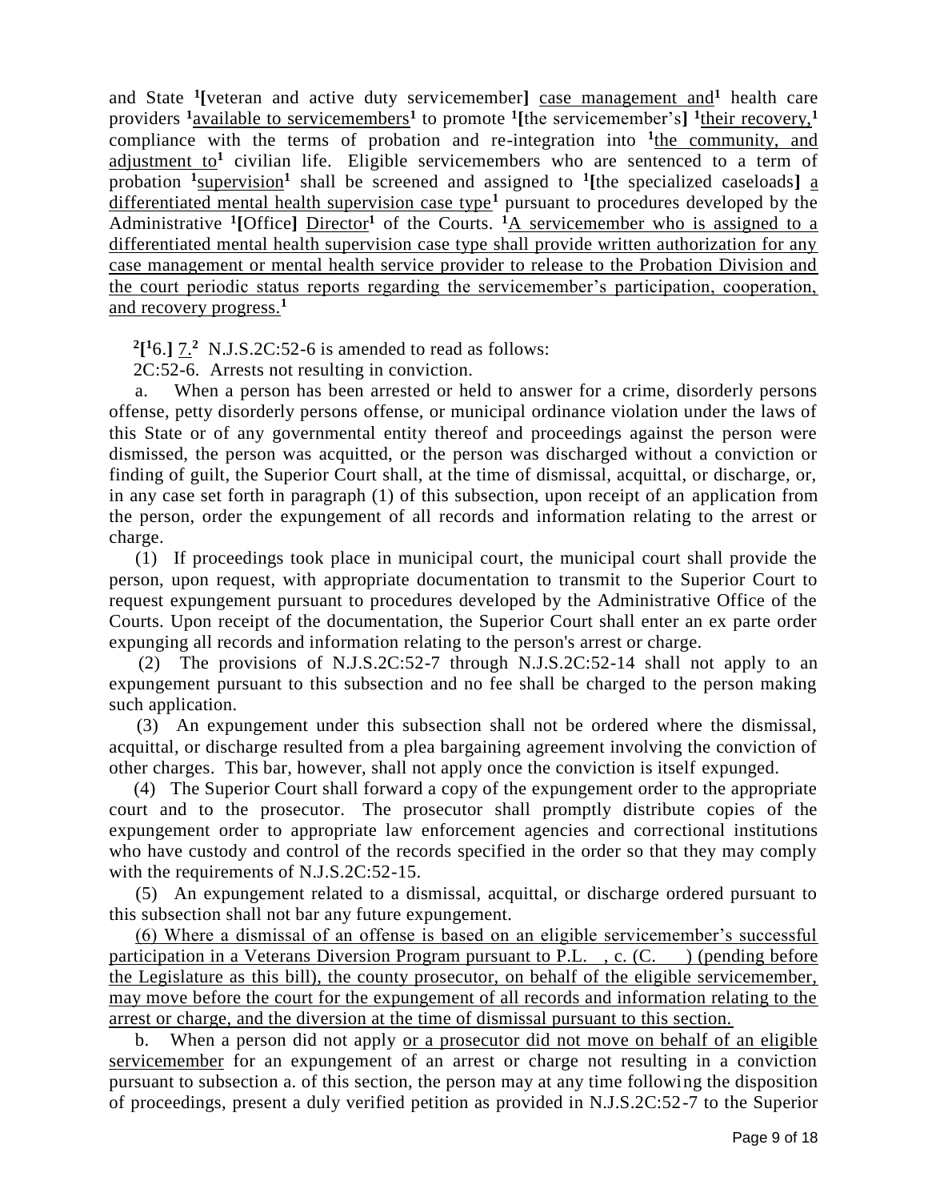and State [1][veteran and active duty servicemember] case management and[1] health care providers [1]available to servicemembers[1] to promote [1][the servicemember's] [1]their recovery,[1] compliance with the terms of probation and re-integration into [1]the community, and adjustment to[1] civilian life. Eligible servicemembers who are sentenced to a term of probation [1]supervision[1] shall be screened and assigned to [1][the specialized caseloads] a differentiated mental health supervision case type[1] pursuant to procedures developed by the Administrative [1][Office] Director[1] of the Courts. [1]A servicemember who is assigned to a differentiated mental health supervision case type shall provide written authorization for any case management or mental health service provider to release to the Probation Division and the court periodic status reports regarding the servicemember's participation, cooperation, and recovery progress.[1]

[2][[1]6.] 7.[2] N.J.S.2C:52-6 is amended to read as follows:

2C:52-6. Arrests not resulting in conviction.

a. When a person has been arrested or held to answer for a crime, disorderly persons offense, petty disorderly persons offense, or municipal ordinance violation under the laws of this State or of any governmental entity thereof and proceedings against the person were dismissed, the person was acquitted, or the person was discharged without a conviction or finding of guilt, the Superior Court shall, at the time of dismissal, acquittal, or discharge, or, in any case set forth in paragraph (1) of this subsection, upon receipt of an application from the person, order the expungement of all records and information relating to the arrest or charge.

(1) If proceedings took place in municipal court, the municipal court shall provide the person, upon request, with appropriate documentation to transmit to the Superior Court to request expungement pursuant to procedures developed by the Administrative Office of the Courts. Upon receipt of the documentation, the Superior Court shall enter an ex parte order expunging all records and information relating to the person's arrest or charge.

(2) The provisions of N.J.S.2C:52-7 through N.J.S.2C:52-14 shall not apply to an expungement pursuant to this subsection and no fee shall be charged to the person making such application.

(3) An expungement under this subsection shall not be ordered where the dismissal, acquittal, or discharge resulted from a plea bargaining agreement involving the conviction of other charges. This bar, however, shall not apply once the conviction is itself expunged.

(4) The Superior Court shall forward a copy of the expungement order to the appropriate court and to the prosecutor. The prosecutor shall promptly distribute copies of the expungement order to appropriate law enforcement agencies and correctional institutions who have custody and control of the records specified in the order so that they may comply with the requirements of N.J.S.2C:52-15.

(5) An expungement related to a dismissal, acquittal, or discharge ordered pursuant to this subsection shall not bar any future expungement.

(6) Where a dismissal of an offense is based on an eligible servicemember's successful participation in a Veterans Diversion Program pursuant to P.L. , c. (C. ) (pending before the Legislature as this bill), the county prosecutor, on behalf of the eligible servicemember, may move before the court for the expungement of all records and information relating to the arrest or charge, and the diversion at the time of dismissal pursuant to this section.

b. When a person did not apply or a prosecutor did not move on behalf of an eligible servicemember for an expungement of an arrest or charge not resulting in a conviction pursuant to subsection a. of this section, the person may at any time following the disposition of proceedings, present a duly verified petition as provided in N.J.S.2C:52-7 to the Superior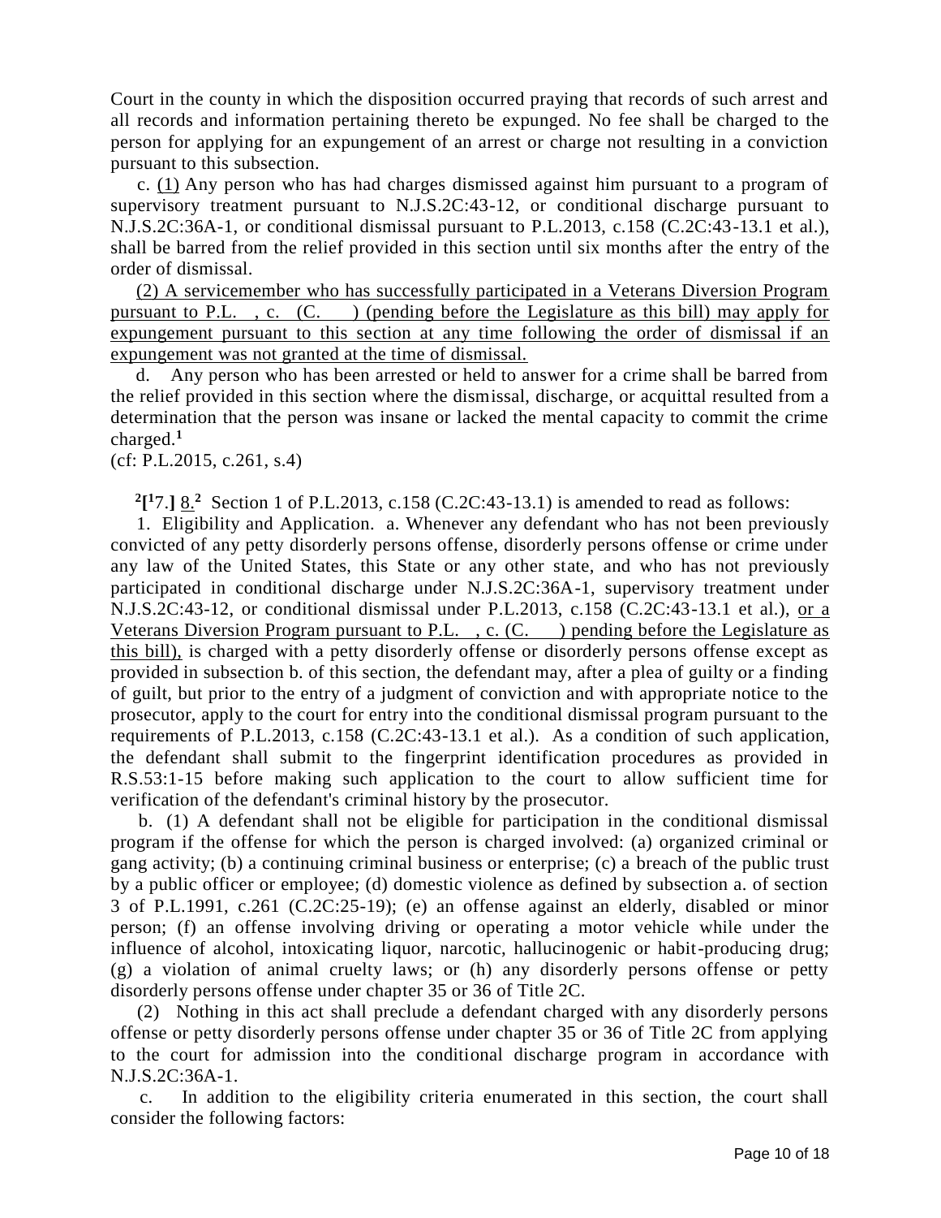Court in the county in which the disposition occurred praying that records of such arrest and all records and information pertaining thereto be expunged. No fee shall be charged to the person for applying for an expungement of an arrest or charge not resulting in a conviction pursuant to this subsection.

c. (1) Any person who has had charges dismissed against him pursuant to a program of supervisory treatment pursuant to N.J.S.2C:43-12, or conditional discharge pursuant to N.J.S.2C:36A-1, or conditional dismissal pursuant to P.L.2013, c.158 (C.2C:43-13.1 et al.), shall be barred from the relief provided in this section until six months after the entry of the order of dismissal.

(2) A servicemember who has successfully participated in a Veterans Diversion Program pursuant to P.L. , c. (C. ) (pending before the Legislature as this bill) may apply for expungement pursuant to this section at any time following the order of dismissal if an expungement was not granted at the time of dismissal.

d. Any person who has been arrested or held to answer for a crime shall be barred from the relief provided in this section where the dismissal, discharge, or acquittal resulted from a determination that the person was insane or lacked the mental capacity to commit the crime charged.[1]

(cf: P.L.2015, c.261, s.4)

[2][[1]7.] 8.[2] Section 1 of P.L.2013, c.158 (C.2C:43-13.1) is amended to read as follows:

1. Eligibility and Application. a. Whenever any defendant who has not been previously convicted of any petty disorderly persons offense, disorderly persons offense or crime under any law of the United States, this State or any other state, and who has not previously participated in conditional discharge under N.J.S.2C:36A-1, supervisory treatment under N.J.S.2C:43-12, or conditional dismissal under P.L.2013, c.158 (C.2C:43-13.1 et al.), or a Veterans Diversion Program pursuant to P.L. , c. (C. ) pending before the Legislature as this bill), is charged with a petty disorderly offense or disorderly persons offense except as provided in subsection b. of this section, the defendant may, after a plea of guilty or a finding of guilt, but prior to the entry of a judgment of conviction and with appropriate notice to the prosecutor, apply to the court for entry into the conditional dismissal program pursuant to the requirements of P.L.2013, c.158 (C.2C:43-13.1 et al.). As a condition of such application, the defendant shall submit to the fingerprint identification procedures as provided in R.S.53:1-15 before making such application to the court to allow sufficient time for verification of the defendant's criminal history by the prosecutor.

b. (1) A defendant shall not be eligible for participation in the conditional dismissal program if the offense for which the person is charged involved: (a) organized criminal or gang activity; (b) a continuing criminal business or enterprise; (c) a breach of the public trust by a public officer or employee; (d) domestic violence as defined by subsection a. of section 3 of P.L.1991, c.261 (C.2C:25-19); (e) an offense against an elderly, disabled or minor person; (f) an offense involving driving or operating a motor vehicle while under the influence of alcohol, intoxicating liquor, narcotic, hallucinogenic or habit-producing drug; (g) a violation of animal cruelty laws; or (h) any disorderly persons offense or petty disorderly persons offense under chapter 35 or 36 of Title 2C.

(2) Nothing in this act shall preclude a defendant charged with any disorderly persons offense or petty disorderly persons offense under chapter 35 or 36 of Title 2C from applying to the court for admission into the conditional discharge program in accordance with N.J.S.2C:36A-1.

c. In addition to the eligibility criteria enumerated in this section, the court shall consider the following factors: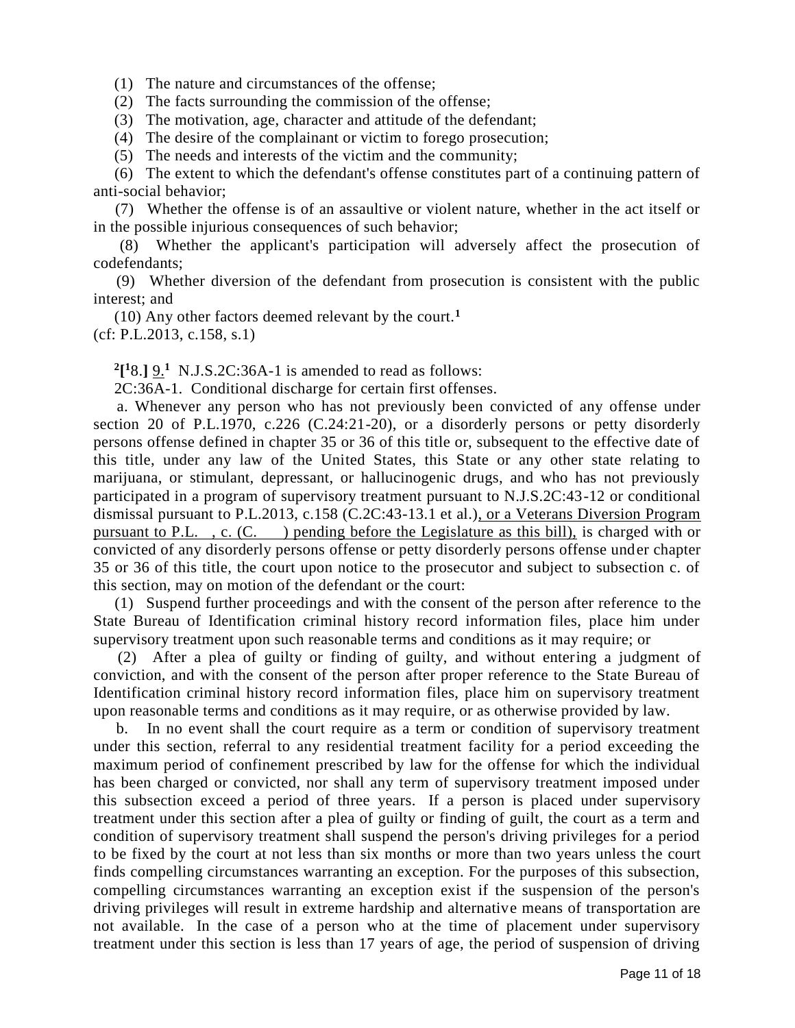(1) The nature and circumstances of the offense;

(2) The facts surrounding the commission of the offense;

(3) The motivation, age, character and attitude of the defendant;

(4) The desire of the complainant or victim to forego prosecution;

(5) The needs and interests of the victim and the community;

(6) The extent to which the defendant's offense constitutes part of a continuing pattern of anti-social behavior;

(7) Whether the offense is of an assaultive or violent nature, whether in the act itself or in the possible injurious consequences of such behavior;

(8) Whether the applicant's participation will adversely affect the prosecution of codefendants;

(9) Whether diversion of the defendant from prosecution is consistent with the public interest; and

(10) Any other factors deemed relevant by the court.[1]

(cf: P.L.2013, c.158, s.1)

[2][[1]8.] 9.[1] N.J.S.2C:36A-1 is amended to read as follows:

2C:36A-1. Conditional discharge for certain first offenses.

a. Whenever any person who has not previously been convicted of any offense under section 20 of P.L.1970, c.226 (C.24:21-20), or a disorderly persons or petty disorderly persons offense defined in chapter 35 or 36 of this title or, subsequent to the effective date of this title, under any law of the United States, this State or any other state relating to marijuana, or stimulant, depressant, or hallucinogenic drugs, and who has not previously participated in a program of supervisory treatment pursuant to N.J.S.2C:43-12 or conditional dismissal pursuant to P.L.2013, c.158 (C.2C:43-13.1 et al.), or a Veterans Diversion Program pursuant to P.L. , c. (C. ) pending before the Legislature as this bill), is charged with or convicted of any disorderly persons offense or petty disorderly persons offense under chapter 35 or 36 of this title, the court upon notice to the prosecutor and subject to subsection c. of this section, may on motion of the defendant or the court:

(1) Suspend further proceedings and with the consent of the person after reference to the State Bureau of Identification criminal history record information files, place him under supervisory treatment upon such reasonable terms and conditions as it may require; or

(2) After a plea of guilty or finding of guilty, and without entering a judgment of conviction, and with the consent of the person after proper reference to the State Bureau of Identification criminal history record information files, place him on supervisory treatment upon reasonable terms and conditions as it may require, or as otherwise provided by law.

b. In no event shall the court require as a term or condition of supervisory treatment under this section, referral to any residential treatment facility for a period exceeding the maximum period of confinement prescribed by law for the offense for which the individual has been charged or convicted, nor shall any term of supervisory treatment imposed under this subsection exceed a period of three years. If a person is placed under supervisory treatment under this section after a plea of guilty or finding of guilt, the court as a term and condition of supervisory treatment shall suspend the person's driving privileges for a period to be fixed by the court at not less than six months or more than two years unless the court finds compelling circumstances warranting an exception. For the purposes of this subsection, compelling circumstances warranting an exception exist if the suspension of the person's driving privileges will result in extreme hardship and alternative means of transportation are not available. In the case of a person who at the time of placement under supervisory treatment under this section is less than 17 years of age, the period of suspension of driving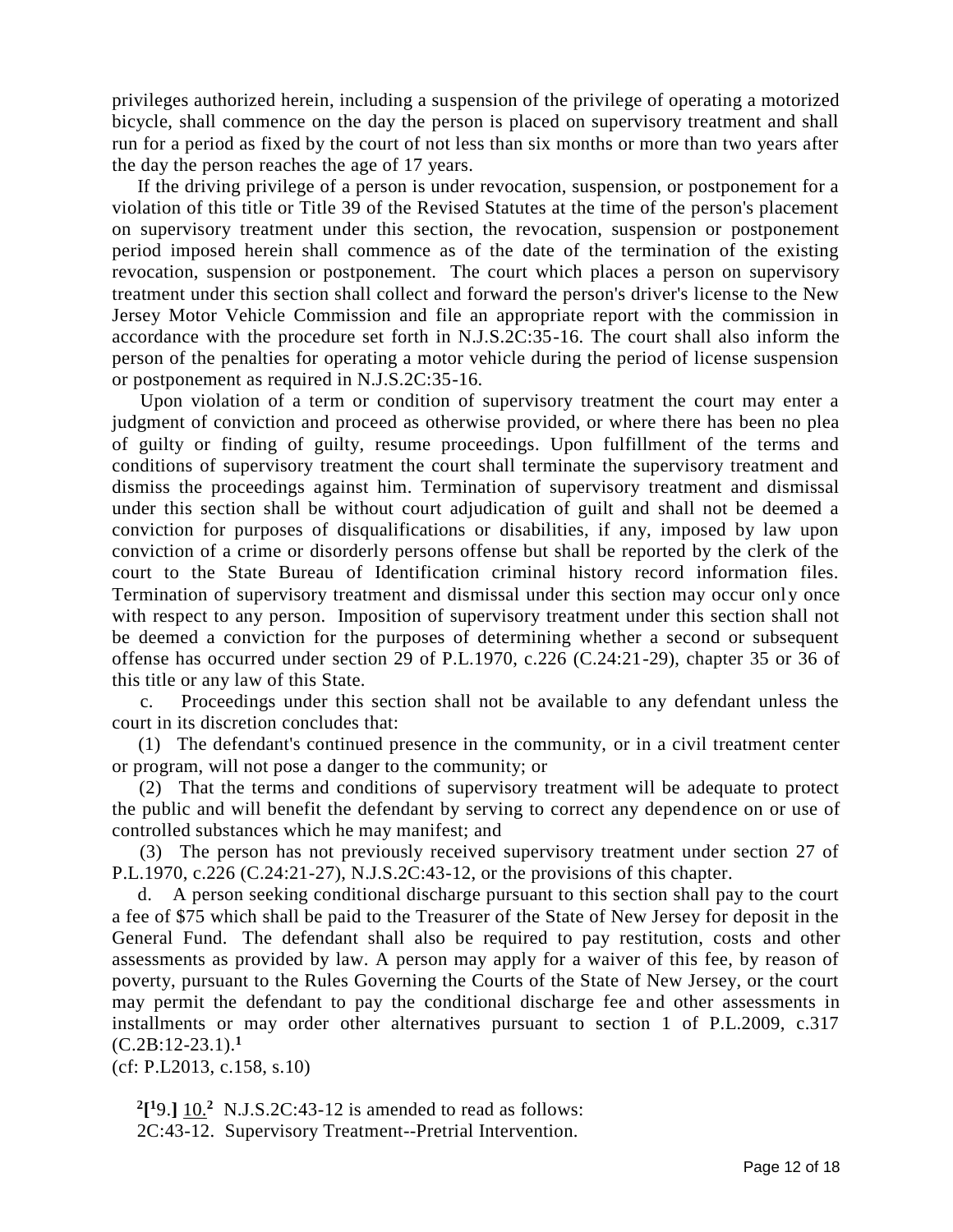privileges authorized herein, including a suspension of the privilege of operating a motorized bicycle, shall commence on the day the person is placed on supervisory treatment and shall run for a period as fixed by the court of not less than six months or more than two years after the day the person reaches the age of 17 years.

If the driving privilege of a person is under revocation, suspension, or postponement for a violation of this title or Title 39 of the Revised Statutes at the time of the person's placement on supervisory treatment under this section, the revocation, suspension or postponement period imposed herein shall commence as of the date of the termination of the existing revocation, suspension or postponement. The court which places a person on supervisory treatment under this section shall collect and forward the person's driver's license to the New Jersey Motor Vehicle Commission and file an appropriate report with the commission in accordance with the procedure set forth in N.J.S.2C:35-16. The court shall also inform the person of the penalties for operating a motor vehicle during the period of license suspension or postponement as required in N.J.S.2C:35-16.

Upon violation of a term or condition of supervisory treatment the court may enter a judgment of conviction and proceed as otherwise provided, or where there has been no plea of guilty or finding of guilty, resume proceedings. Upon fulfillment of the terms and conditions of supervisory treatment the court shall terminate the supervisory treatment and dismiss the proceedings against him. Termination of supervisory treatment and dismissal under this section shall be without court adjudication of guilt and shall not be deemed a conviction for purposes of disqualifications or disabilities, if any, imposed by law upon conviction of a crime or disorderly persons offense but shall be reported by the clerk of the court to the State Bureau of Identification criminal history record information files. Termination of supervisory treatment and dismissal under this section may occur only once with respect to any person. Imposition of supervisory treatment under this section shall not be deemed a conviction for the purposes of determining whether a second or subsequent offense has occurred under section 29 of P.L.1970, c.226 (C.24:21-29), chapter 35 or 36 of this title or any law of this State.

c. Proceedings under this section shall not be available to any defendant unless the court in its discretion concludes that:

(1) The defendant's continued presence in the community, or in a civil treatment center or program, will not pose a danger to the community; or

(2) That the terms and conditions of supervisory treatment will be adequate to protect the public and will benefit the defendant by serving to correct any dependence on or use of controlled substances which he may manifest; and

(3) The person has not previously received supervisory treatment under section 27 of P.L.1970, c.226 (C.24:21-27), N.J.S.2C:43-12, or the provisions of this chapter.

d. A person seeking conditional discharge pursuant to this section shall pay to the court a fee of $75 which shall be paid to the Treasurer of the State of New Jersey for deposit in the General Fund. The defendant shall also be required to pay restitution, costs and other assessments as provided by law. A person may apply for a waiver of this fee, by reason of poverty, pursuant to the Rules Governing the Courts of the State of New Jersey, or the court may permit the defendant to pay the conditional discharge fee and other assessments in installments or may order other alternatives pursuant to section 1 of P.L.2009, c.317 (C.2B:12-23.1).[1]

(cf: P.L2013, c.158, s.10)

[2][[1]9.] 10.[2] N.J.S.2C:43-12 is amended to read as follows:

2C:43-12. Supervisory Treatment--Pretrial Intervention.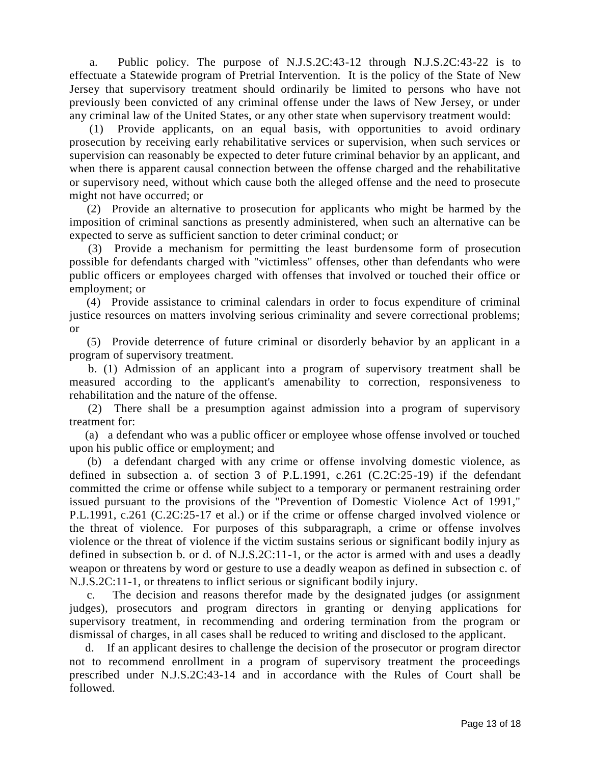a. Public policy. The purpose of N.J.S.2C:43-12 through N.J.S.2C:43-22 is to effectuate a Statewide program of Pretrial Intervention. It is the policy of the State of New Jersey that supervisory treatment should ordinarily be limited to persons who have not previously been convicted of any criminal offense under the laws of New Jersey, or under any criminal law of the United States, or any other state when supervisory treatment would:

(1) Provide applicants, on an equal basis, with opportunities to avoid ordinary prosecution by receiving early rehabilitative services or supervision, when such services or supervision can reasonably be expected to deter future criminal behavior by an applicant, and when there is apparent causal connection between the offense charged and the rehabilitative or supervisory need, without which cause both the alleged offense and the need to prosecute might not have occurred; or

(2) Provide an alternative to prosecution for applicants who might be harmed by the imposition of criminal sanctions as presently administered, when such an alternative can be expected to serve as sufficient sanction to deter criminal conduct; or

(3) Provide a mechanism for permitting the least burdensome form of prosecution possible for defendants charged with "victimless" offenses, other than defendants who were public officers or employees charged with offenses that involved or touched their office or employment; or

(4) Provide assistance to criminal calendars in order to focus expenditure of criminal justice resources on matters involving serious criminality and severe correctional problems; or

(5) Provide deterrence of future criminal or disorderly behavior by an applicant in a program of supervisory treatment.

b. (1) Admission of an applicant into a program of supervisory treatment shall be measured according to the applicant's amenability to correction, responsiveness to rehabilitation and the nature of the offense.

(2) There shall be a presumption against admission into a program of supervisory treatment for:

(a) a defendant who was a public officer or employee whose offense involved or touched upon his public office or employment; and

(b) a defendant charged with any crime or offense involving domestic violence, as defined in subsection a. of section 3 of P.L.1991, c.261 (C.2C:25-19) if the defendant committed the crime or offense while subject to a temporary or permanent restraining order issued pursuant to the provisions of the "Prevention of Domestic Violence Act of 1991," P.L.1991, c.261 (C.2C:25-17 et al.) or if the crime or offense charged involved violence or the threat of violence. For purposes of this subparagraph, a crime or offense involves violence or the threat of violence if the victim sustains serious or significant bodily injury as defined in subsection b. or d. of N.J.S.2C:11-1, or the actor is armed with and uses a deadly weapon or threatens by word or gesture to use a deadly weapon as defined in subsection c. of N.J.S.2C:11-1, or threatens to inflict serious or significant bodily injury.

c. The decision and reasons therefor made by the designated judges (or assignment judges), prosecutors and program directors in granting or denying applications for supervisory treatment, in recommending and ordering termination from the program or dismissal of charges, in all cases shall be reduced to writing and disclosed to the applicant.

d. If an applicant desires to challenge the decision of the prosecutor or program director not to recommend enrollment in a program of supervisory treatment the proceedings prescribed under N.J.S.2C:43-14 and in accordance with the Rules of Court shall be followed.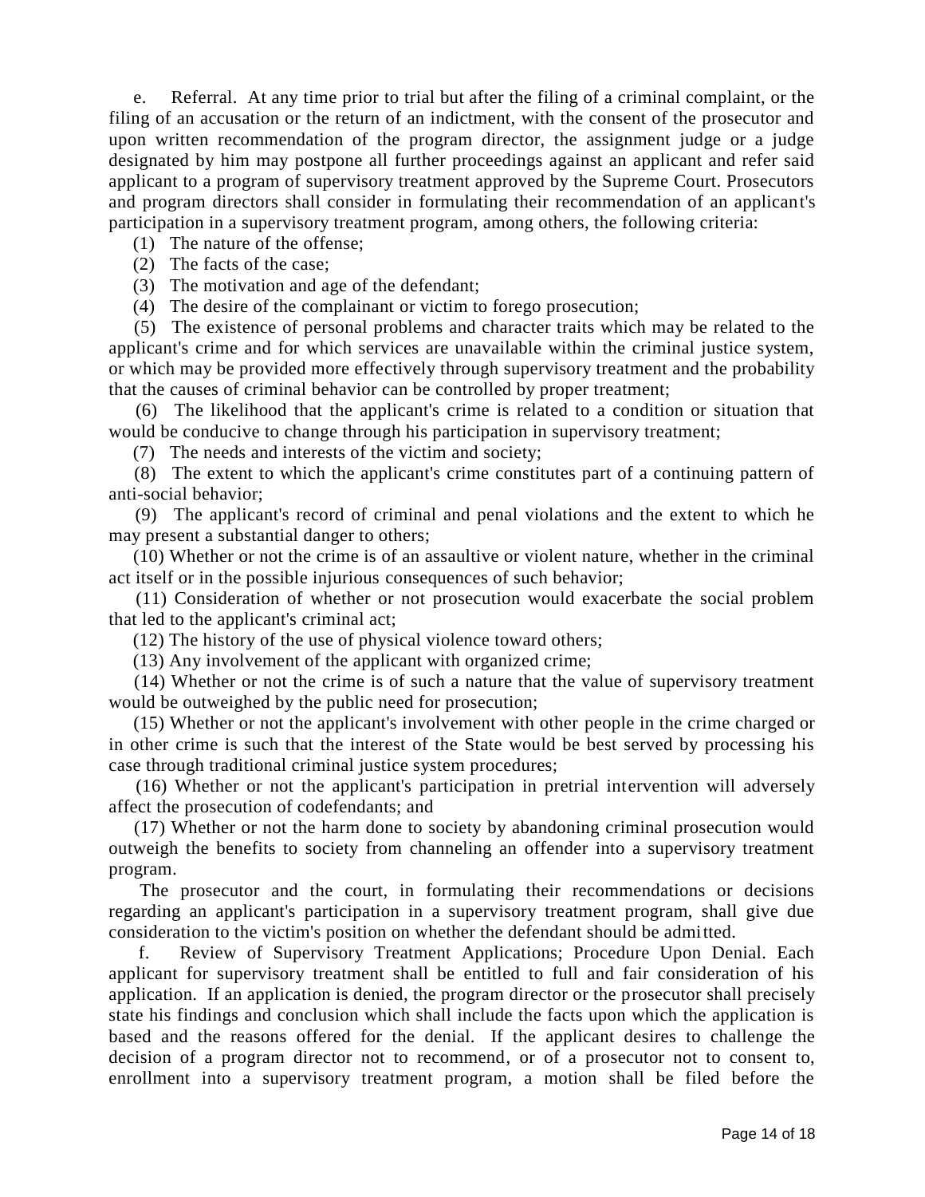e. Referral. At any time prior to trial but after the filing of a criminal complaint, or the filing of an accusation or the return of an indictment, with the consent of the prosecutor and upon written recommendation of the program director, the assignment judge or a judge designated by him may postpone all further proceedings against an applicant and refer said applicant to a program of supervisory treatment approved by the Supreme Court. Prosecutors and program directors shall consider in formulating their recommendation of an applicant's participation in a supervisory treatment program, among others, the following criteria:

(1) The nature of the offense;

(2) The facts of the case;

(3) The motivation and age of the defendant;

(4) The desire of the complainant or victim to forego prosecution;

(5) The existence of personal problems and character traits which may be related to the applicant's crime and for which services are unavailable within the criminal justice system, or which may be provided more effectively through supervisory treatment and the probability that the causes of criminal behavior can be controlled by proper treatment;

(6) The likelihood that the applicant's crime is related to a condition or situation that would be conducive to change through his participation in supervisory treatment;

(7) The needs and interests of the victim and society;

(8) The extent to which the applicant's crime constitutes part of a continuing pattern of anti-social behavior;

(9) The applicant's record of criminal and penal violations and the extent to which he may present a substantial danger to others;

(10) Whether or not the crime is of an assaultive or violent nature, whether in the criminal act itself or in the possible injurious consequences of such behavior;

(11) Consideration of whether or not prosecution would exacerbate the social problem that led to the applicant's criminal act;

(12) The history of the use of physical violence toward others;

(13) Any involvement of the applicant with organized crime;

(14) Whether or not the crime is of such a nature that the value of supervisory treatment would be outweighed by the public need for prosecution;

(15) Whether or not the applicant's involvement with other people in the crime charged or in other crime is such that the interest of the State would be best served by processing his case through traditional criminal justice system procedures;

(16) Whether or not the applicant's participation in pretrial intervention will adversely affect the prosecution of codefendants; and

(17) Whether or not the harm done to society by abandoning criminal prosecution would outweigh the benefits to society from channeling an offender into a supervisory treatment program.

The prosecutor and the court, in formulating their recommendations or decisions regarding an applicant's participation in a supervisory treatment program, shall give due consideration to the victim's position on whether the defendant should be admitted.

f. Review of Supervisory Treatment Applications; Procedure Upon Denial. Each applicant for supervisory treatment shall be entitled to full and fair consideration of his application. If an application is denied, the program director or the prosecutor shall precisely state his findings and conclusion which shall include the facts upon which the application is based and the reasons offered for the denial. If the applicant desires to challenge the decision of a program director not to recommend, or of a prosecutor not to consent to, enrollment into a supervisory treatment program, a motion shall be filed before the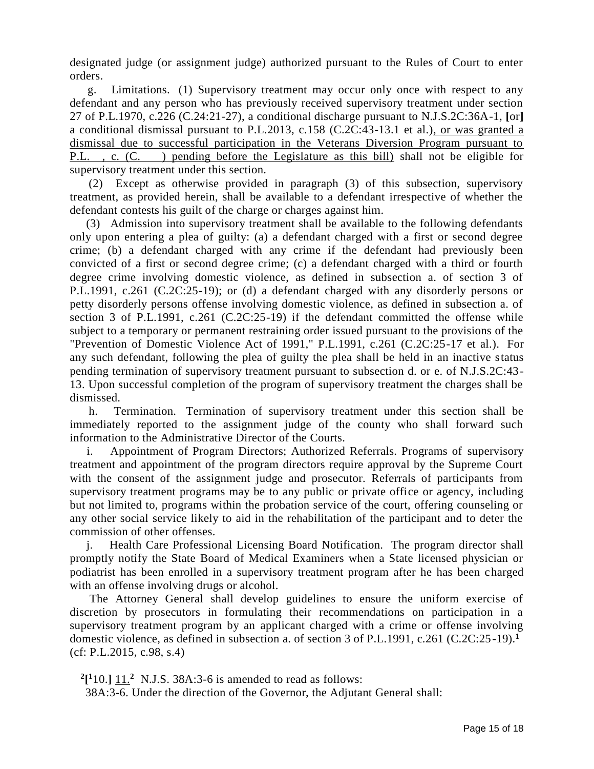designated judge (or assignment judge) authorized pursuant to the Rules of Court to enter orders.

g. Limitations. (1) Supervisory treatment may occur only once with respect to any defendant and any person who has previously received supervisory treatment under section 27 of P.L.1970, c.226 (C.24:21-27), a conditional discharge pursuant to N.J.S.2C:36A-1, [or] a conditional dismissal pursuant to P.L.2013, c.158 (C.2C:43-13.1 et al.), or was granted a dismissal due to successful participation in the Veterans Diversion Program pursuant to P.L. , c. (C. ) pending before the Legislature as this bill) shall not be eligible for supervisory treatment under this section.

(2) Except as otherwise provided in paragraph (3) of this subsection, supervisory treatment, as provided herein, shall be available to a defendant irrespective of whether the defendant contests his guilt of the charge or charges against him.

(3) Admission into supervisory treatment shall be available to the following defendants only upon entering a plea of guilty: (a) a defendant charged with a first or second degree crime; (b) a defendant charged with any crime if the defendant had previously been convicted of a first or second degree crime; (c) a defendant charged with a third or fourth degree crime involving domestic violence, as defined in subsection a. of section 3 of P.L.1991, c.261 (C.2C:25-19); or (d) a defendant charged with any disorderly persons or petty disorderly persons offense involving domestic violence, as defined in subsection a. of section 3 of P.L.1991, c.261 (C.2C:25-19) if the defendant committed the offense while subject to a temporary or permanent restraining order issued pursuant to the provisions of the "Prevention of Domestic Violence Act of 1991," P.L.1991, c.261 (C.2C:25-17 et al.). For any such defendant, following the plea of guilty the plea shall be held in an inactive status pending termination of supervisory treatment pursuant to subsection d. or e. of N.J.S.2C:43-13. Upon successful completion of the program of supervisory treatment the charges shall be dismissed.

h. Termination. Termination of supervisory treatment under this section shall be immediately reported to the assignment judge of the county who shall forward such information to the Administrative Director of the Courts.

i. Appointment of Program Directors; Authorized Referrals. Programs of supervisory treatment and appointment of the program directors require approval by the Supreme Court with the consent of the assignment judge and prosecutor. Referrals of participants from supervisory treatment programs may be to any public or private office or agency, including but not limited to, programs within the probation service of the court, offering counseling or any other social service likely to aid in the rehabilitation of the participant and to deter the commission of other offenses.

j. Health Care Professional Licensing Board Notification. The program director shall promptly notify the State Board of Medical Examiners when a State licensed physician or podiatrist has been enrolled in a supervisory treatment program after he has been charged with an offense involving drugs or alcohol.

The Attorney General shall develop guidelines to ensure the uniform exercise of discretion by prosecutors in formulating their recommendations on participation in a supervisory treatment program by an applicant charged with a crime or offense involving domestic violence, as defined in subsection a. of section 3 of P.L.1991, c.261 (C.2C:25-19).[1]
(cf: P.L.2015, c.98, s.4)

[2][[1]10.] 11.[2] N.J.S. 38A:3-6 is amended to read as follows:
38A:3-6. Under the direction of the Governor, the Adjutant General shall: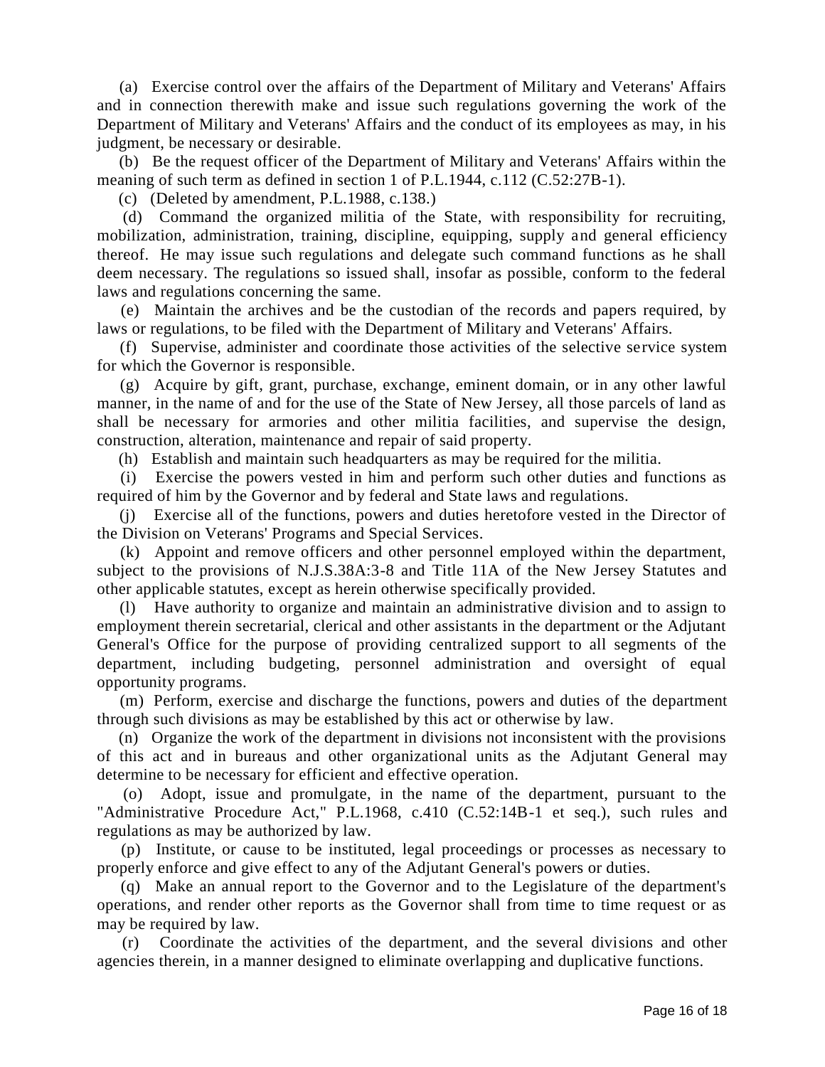(a) Exercise control over the affairs of the Department of Military and Veterans' Affairs and in connection therewith make and issue such regulations governing the work of the Department of Military and Veterans' Affairs and the conduct of its employees as may, in his judgment, be necessary or desirable.

(b) Be the request officer of the Department of Military and Veterans' Affairs within the meaning of such term as defined in section 1 of P.L.1944, c.112 (C.52:27B-1).

(c) (Deleted by amendment, P.L.1988, c.138.)

(d) Command the organized militia of the State, with responsibility for recruiting, mobilization, administration, training, discipline, equipping, supply and general efficiency thereof. He may issue such regulations and delegate such command functions as he shall deem necessary. The regulations so issued shall, insofar as possible, conform to the federal laws and regulations concerning the same.

(e) Maintain the archives and be the custodian of the records and papers required, by laws or regulations, to be filed with the Department of Military and Veterans' Affairs.

(f) Supervise, administer and coordinate those activities of the selective service system for which the Governor is responsible.

(g) Acquire by gift, grant, purchase, exchange, eminent domain, or in any other lawful manner, in the name of and for the use of the State of New Jersey, all those parcels of land as shall be necessary for armories and other militia facilities, and supervise the design, construction, alteration, maintenance and repair of said property.

(h) Establish and maintain such headquarters as may be required for the militia.

(i) Exercise the powers vested in him and perform such other duties and functions as required of him by the Governor and by federal and State laws and regulations.

(j) Exercise all of the functions, powers and duties heretofore vested in the Director of the Division on Veterans' Programs and Special Services.

(k) Appoint and remove officers and other personnel employed within the department, subject to the provisions of N.J.S.38A:3-8 and Title 11A of the New Jersey Statutes and other applicable statutes, except as herein otherwise specifically provided.

(l) Have authority to organize and maintain an administrative division and to assign to employment therein secretarial, clerical and other assistants in the department or the Adjutant General's Office for the purpose of providing centralized support to all segments of the department, including budgeting, personnel administration and oversight of equal opportunity programs.

(m) Perform, exercise and discharge the functions, powers and duties of the department through such divisions as may be established by this act or otherwise by law.

(n) Organize the work of the department in divisions not inconsistent with the provisions of this act and in bureaus and other organizational units as the Adjutant General may determine to be necessary for efficient and effective operation.

(o) Adopt, issue and promulgate, in the name of the department, pursuant to the "Administrative Procedure Act," P.L.1968, c.410 (C.52:14B-1 et seq.), such rules and regulations as may be authorized by law.

(p) Institute, or cause to be instituted, legal proceedings or processes as necessary to properly enforce and give effect to any of the Adjutant General's powers or duties.

(q) Make an annual report to the Governor and to the Legislature of the department's operations, and render other reports as the Governor shall from time to time request or as may be required by law.

(r) Coordinate the activities of the department, and the several divisions and other agencies therein, in a manner designed to eliminate overlapping and duplicative functions.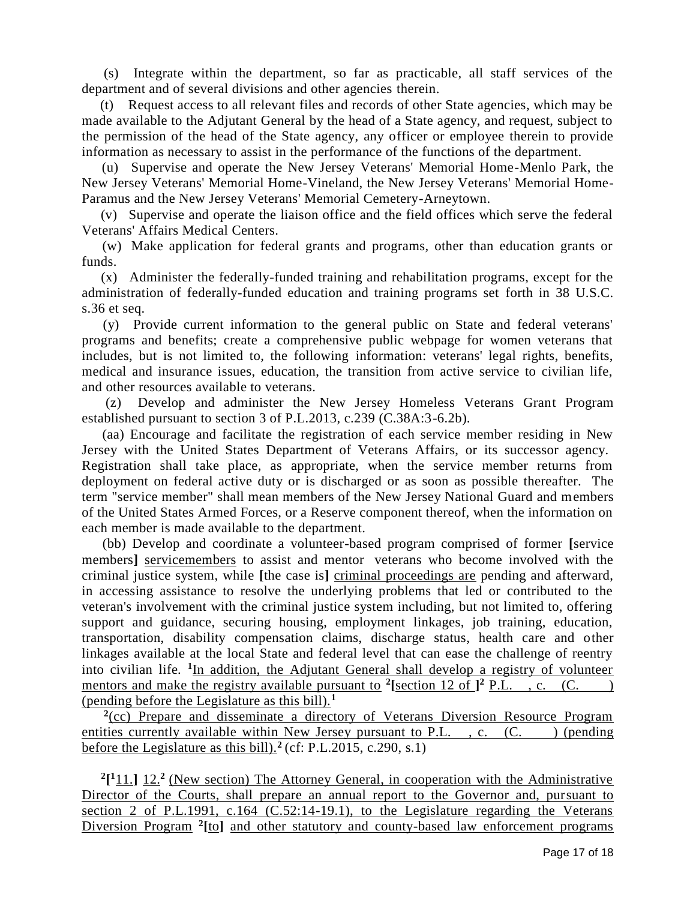(s) Integrate within the department, so far as practicable, all staff services of the department and of several divisions and other agencies therein.

(t) Request access to all relevant files and records of other State agencies, which may be made available to the Adjutant General by the head of a State agency, and request, subject to the permission of the head of the State agency, any officer or employee therein to provide information as necessary to assist in the performance of the functions of the department.

(u) Supervise and operate the New Jersey Veterans' Memorial Home-Menlo Park, the New Jersey Veterans' Memorial Home-Vineland, the New Jersey Veterans' Memorial Home-Paramus and the New Jersey Veterans' Memorial Cemetery-Arneytown.

(v) Supervise and operate the liaison office and the field offices which serve the federal Veterans' Affairs Medical Centers.

(w) Make application for federal grants and programs, other than education grants or funds.

(x) Administer the federally-funded training and rehabilitation programs, except for the administration of federally-funded education and training programs set forth in 38 U.S.C. s.36 et seq.

(y) Provide current information to the general public on State and federal veterans' programs and benefits; create a comprehensive public webpage for women veterans that includes, but is not limited to, the following information: veterans' legal rights, benefits, medical and insurance issues, education, the transition from active service to civilian life, and other resources available to veterans.

(z) Develop and administer the New Jersey Homeless Veterans Grant Program established pursuant to section 3 of P.L.2013, c.239 (C.38A:3-6.2b).

(aa) Encourage and facilitate the registration of each service member residing in New Jersey with the United States Department of Veterans Affairs, or its successor agency. Registration shall take place, as appropriate, when the service member returns from deployment on federal active duty or is discharged or as soon as possible thereafter. The term "service member" shall mean members of the New Jersey National Guard and members of the United States Armed Forces, or a Reserve component thereof, when the information on each member is made available to the department.

(bb) Develop and coordinate a volunteer-based program comprised of former **[**service members**]** servicemembers to assist and mentor veterans who become involved with the criminal justice system, while **[**the case is**]** criminal proceedings are pending and afterward, in accessing assistance to resolve the underlying problems that led or contributed to the veteran's involvement with the criminal justice system including, but not limited to, offering support and guidance, securing housing, employment linkages, job training, education, transportation, disability compensation claims, discharge status, health care and other linkages available at the local State and federal level that can ease the challenge of reentry into civilian life. [1]In addition, the Adjutant General shall develop a registry of volunteer mentors and make the registry available pursuant to [2]**[**section 12 of **]**[2] P.L. , c. (C. ) (pending before the Legislature as this bill).[1]

[2](cc) Prepare and disseminate a directory of Veterans Diversion Resource Program entities currently available within New Jersey pursuant to P.L. , c. (C. ) (pending before the Legislature as this bill).[2] (cf: P.L.2015, c.290, s.1)

[2]**[**[1]11.**]** 12.[2] (New section) The Attorney General, in cooperation with the Administrative Director of the Courts, shall prepare an annual report to the Governor and, pursuant to section 2 of P.L.1991, c.164 (C.52:14-19.1), to the Legislature regarding the Veterans Diversion Program [2]**[**to**]** and other statutory and county-based law enforcement programs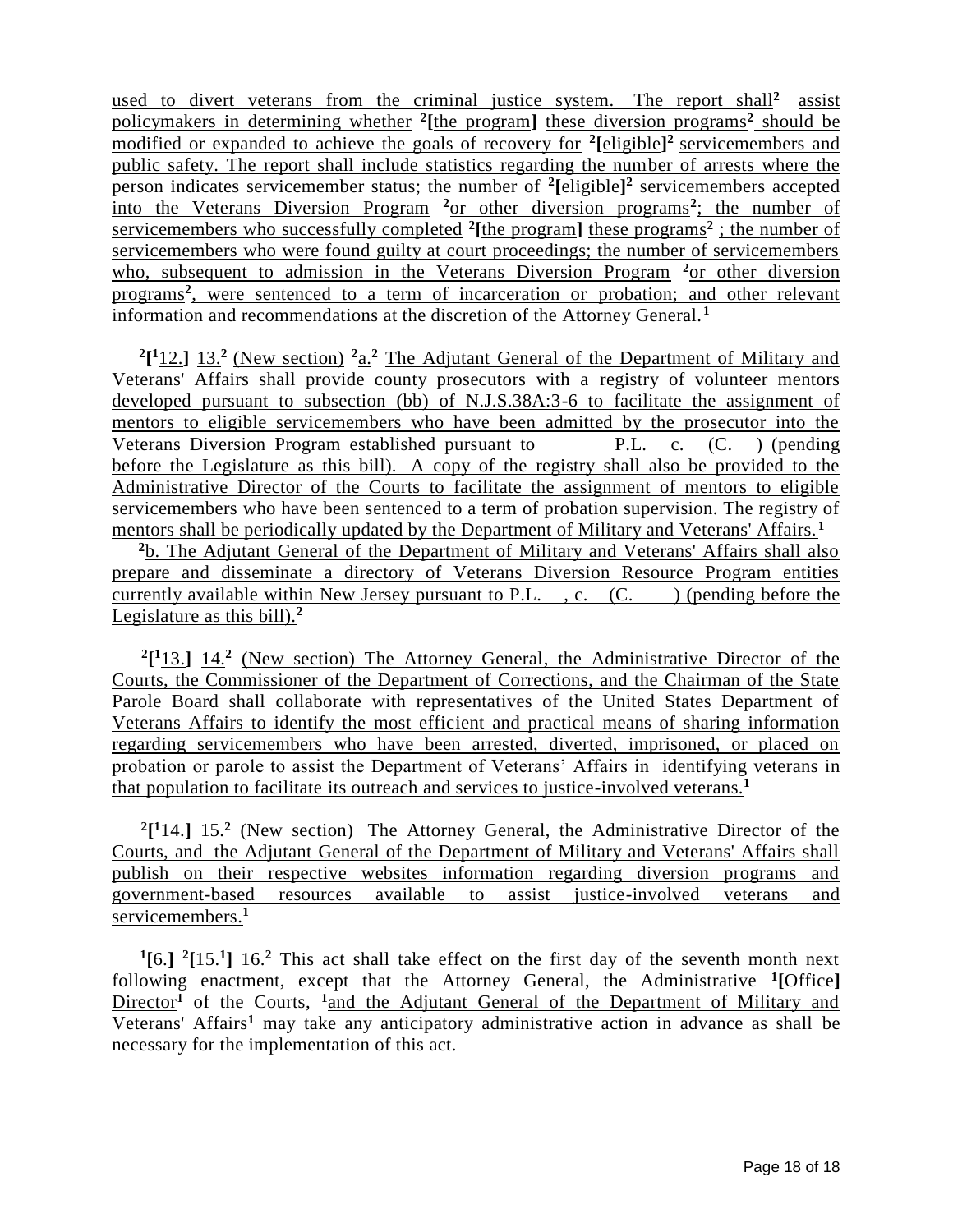used to divert veterans from the criminal justice system. The report shall[2] assist policymakers in determining whether [2][the program] these diversion programs[2] should be modified or expanded to achieve the goals of recovery for [2][eligible][2] servicemembers and public safety. The report shall include statistics regarding the number of arrests where the person indicates servicemember status; the number of [2][eligible][2] servicemembers accepted into the Veterans Diversion Program [2]or other diversion programs[2]; the number of servicemembers who successfully completed [2][the program] these programs[2] ; the number of servicemembers who were found guilty at court proceedings; the number of servicemembers who, subsequent to admission in the Veterans Diversion Program [2]or other diversion programs[2], were sentenced to a term of incarceration or probation; and other relevant information and recommendations at the discretion of the Attorney General.[1]

[2][[1]12.] 13.[2] (New section) [2]a.[2] The Adjutant General of the Department of Military and Veterans' Affairs shall provide county prosecutors with a registry of volunteer mentors developed pursuant to subsection (bb) of N.J.S.38A:3-6 to facilitate the assignment of mentors to eligible servicemembers who have been admitted by the prosecutor into the Veterans Diversion Program established pursuant to P.L. c. (C. ) (pending before the Legislature as this bill). A copy of the registry shall also be provided to the Administrative Director of the Courts to facilitate the assignment of mentors to eligible servicemembers who have been sentenced to a term of probation supervision. The registry of mentors shall be periodically updated by the Department of Military and Veterans' Affairs.[1]

[2]b. The Adjutant General of the Department of Military and Veterans' Affairs shall also prepare and disseminate a directory of Veterans Diversion Resource Program entities currently available within New Jersey pursuant to P.L. , c. (C. ) (pending before the Legislature as this bill).[2]

[2][[1]13.] 14.[2] (New section) The Attorney General, the Administrative Director of the Courts, the Commissioner of the Department of Corrections, and the Chairman of the State Parole Board shall collaborate with representatives of the United States Department of Veterans Affairs to identify the most efficient and practical means of sharing information regarding servicemembers who have been arrested, diverted, imprisoned, or placed on probation or parole to assist the Department of Veterans' Affairs in identifying veterans in that population to facilitate its outreach and services to justice-involved veterans.[1]

[2][[1]14.] 15.[2] (New section) The Attorney General, the Administrative Director of the Courts, and the Adjutant General of the Department of Military and Veterans' Affairs shall publish on their respective websites information regarding diversion programs and government-based resources available to assist justice-involved veterans and servicemembers.[1]

[1][6.] [2][15.[1]] 16.[2] This act shall take effect on the first day of the seventh month next following enactment, except that the Attorney General, the Administrative [1][Office] Director[1] of the Courts, [1]and the Adjutant General of the Department of Military and Veterans' Affairs[1] may take any anticipatory administrative action in advance as shall be necessary for the implementation of this act.